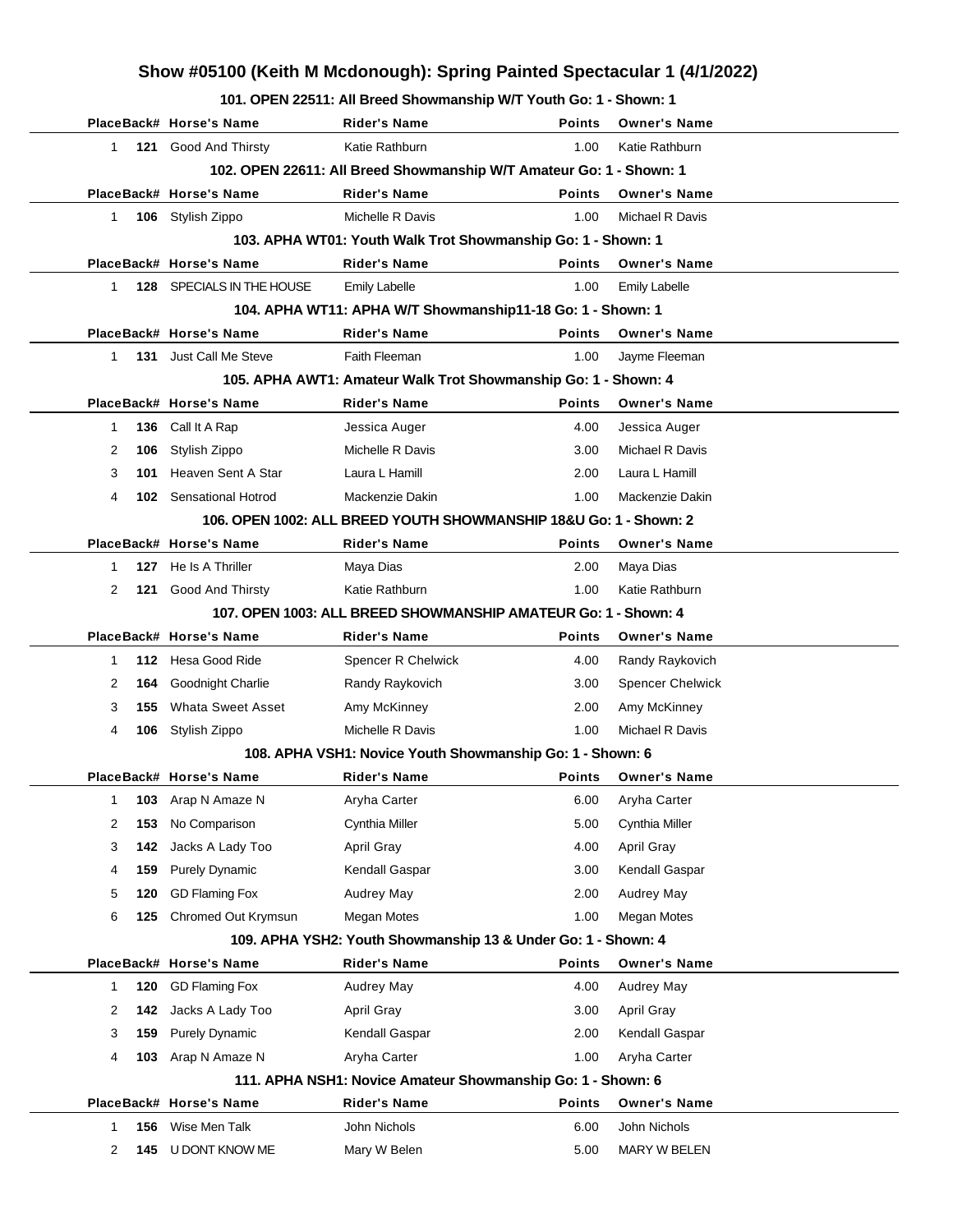# Show #05100 (Keith M Mcdonough): Spring Painted Spectacular 1 (4/1/2022)

### 101. OPEN 22511: All Breed Showmanship W/T Youth Go: 1 - Shown: 1

| Place | Back# | Horse's Name | Rider's Name | Points | Owner's Name |
|---|---|---|---|---|---|
| 1 | 121 | Good And Thirsty | Katie Rathburn | 1.00 | Katie Rathburn |

### 102. OPEN 22611: All Breed Showmanship W/T Amateur Go: 1 - Shown: 1

| Place | Back# | Horse's Name | Rider's Name | Points | Owner's Name |
|---|---|---|---|---|---|
| 1 | 106 | Stylish Zippo | Michelle R Davis | 1.00 | Michael R Davis |

### 103. APHA WT01: Youth Walk Trot Showmanship Go: 1 - Shown: 1

| Place | Back# | Horse's Name | Rider's Name | Points | Owner's Name |
|---|---|---|---|---|---|
| 1 | 128 | SPECIALS IN THE HOUSE | Emily Labelle | 1.00 | Emily Labelle |

### 104. APHA WT11: APHA W/T Showmanship11-18 Go: 1 - Shown: 1

| Place | Back# | Horse's Name | Rider's Name | Points | Owner's Name |
|---|---|---|---|---|---|
| 1 | 131 | Just Call Me Steve | Faith Fleeman | 1.00 | Jayme Fleeman |

### 105. APHA AWT1: Amateur Walk Trot Showmanship Go: 1 - Shown: 4

| Place | Back# | Horse's Name | Rider's Name | Points | Owner's Name |
|---|---|---|---|---|---|
| 1 | 136 | Call It A Rap | Jessica Auger | 4.00 | Jessica Auger |
| 2 | 106 | Stylish Zippo | Michelle R Davis | 3.00 | Michael R Davis |
| 3 | 101 | Heaven Sent A Star | Laura L Hamill | 2.00 | Laura L Hamill |
| 4 | 102 | Sensational Hotrod | Mackenzie Dakin | 1.00 | Mackenzie Dakin |

### 106. OPEN 1002: ALL BREED YOUTH SHOWMANSHIP 18&U Go: 1 - Shown: 2

| Place | Back# | Horse's Name | Rider's Name | Points | Owner's Name |
|---|---|---|---|---|---|
| 1 | 127 | He Is A Thriller | Maya Dias | 2.00 | Maya Dias |
| 2 | 121 | Good And Thirsty | Katie Rathburn | 1.00 | Katie Rathburn |

### 107. OPEN 1003: ALL BREED SHOWMANSHIP AMATEUR Go: 1 - Shown: 4

| Place | Back# | Horse's Name | Rider's Name | Points | Owner's Name |
|---|---|---|---|---|---|
| 1 | 112 | Hesa Good Ride | Spencer R Chelwick | 4.00 | Randy Raykovich |
| 2 | 164 | Goodnight Charlie | Randy Raykovich | 3.00 | Spencer Chelwick |
| 3 | 155 | Whata Sweet Asset | Amy McKinney | 2.00 | Amy McKinney |
| 4 | 106 | Stylish Zippo | Michelle R Davis | 1.00 | Michael R Davis |

### 108. APHA VSH1: Novice Youth Showmanship Go: 1 - Shown: 6

| Place | Back# | Horse's Name | Rider's Name | Points | Owner's Name |
|---|---|---|---|---|---|
| 1 | 103 | Arap N Amaze N | Aryha Carter | 6.00 | Aryha Carter |
| 2 | 153 | No Comparison | Cynthia Miller | 5.00 | Cynthia Miller |
| 3 | 142 | Jacks A Lady Too | April Gray | 4.00 | April Gray |
| 4 | 159 | Purely Dynamic | Kendall Gaspar | 3.00 | Kendall Gaspar |
| 5 | 120 | GD Flaming Fox | Audrey May | 2.00 | Audrey May |
| 6 | 125 | Chromed Out Krymsun | Megan Motes | 1.00 | Megan Motes |

### 109. APHA YSH2: Youth Showmanship 13 & Under Go: 1 - Shown: 4

| Place | Back# | Horse's Name | Rider's Name | Points | Owner's Name |
|---|---|---|---|---|---|
| 1 | 120 | GD Flaming Fox | Audrey May | 4.00 | Audrey May |
| 2 | 142 | Jacks A Lady Too | April Gray | 3.00 | April Gray |
| 3 | 159 | Purely Dynamic | Kendall Gaspar | 2.00 | Kendall Gaspar |
| 4 | 103 | Arap N Amaze N | Aryha Carter | 1.00 | Aryha Carter |

### 111. APHA NSH1: Novice Amateur Showmanship Go: 1 - Shown: 6

| Place | Back# | Horse's Name | Rider's Name | Points | Owner's Name |
|---|---|---|---|---|---|
| 1 | 156 | Wise Men Talk | John Nichols | 6.00 | John Nichols |
| 2 | 145 | U DONT KNOW ME | Mary W Belen | 5.00 | MARY W BELEN |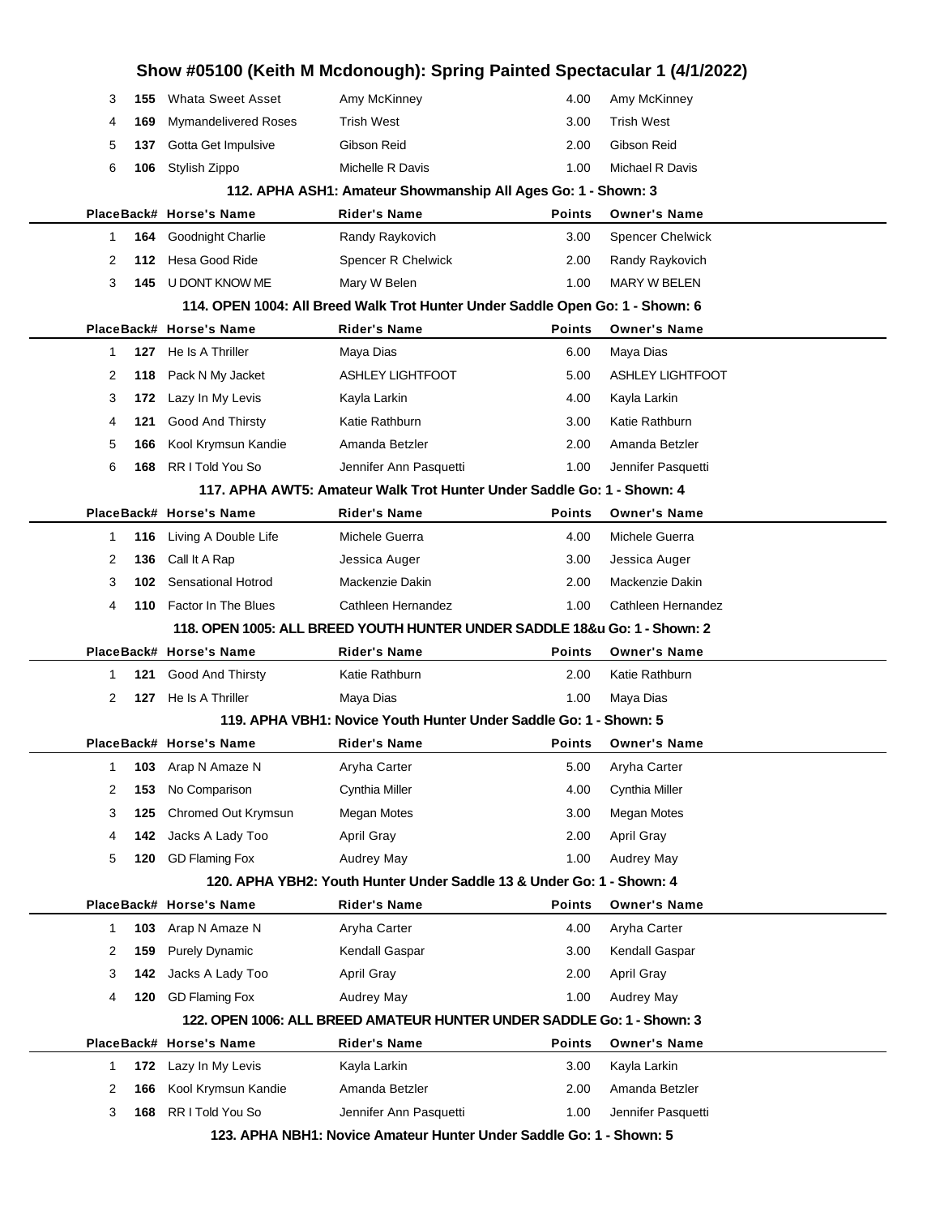# Show #05100 (Keith M Mcdonough): Spring Painted Spectacular 1 (4/1/2022)

| Place | Back# | Horse's Name | Rider's Name | Points | Owner's Name |
|---|---|---|---|---|---|
| 3 | **155** | Whata Sweet Asset | Amy McKinney | 4.00 | Amy McKinney |
| 4 | **169** | Mymandelivered Roses | Trish West | 3.00 | Trish West |
| 5 | **137** | Gotta Get Impulsive | Gibson Reid | 2.00 | Gibson Reid |
| 6 | **106** | Stylish Zippo | Michelle R Davis | 1.00 | Michael R Davis |

### 112. APHA ASH1: Amateur Showmanship All Ages Go: 1 - Shown: 3

| Place | Back# | Horse's Name | Rider's Name | Points | Owner's Name |
|---|---|---|---|---|---|
| 1 | **164** | Goodnight Charlie | Randy Raykovich | 3.00 | Spencer Chelwick |
| 2 | **112** | Hesa Good Ride | Spencer R Chelwick | 2.00 | Randy Raykovich |
| 3 | **145** | U DONT KNOW ME | Mary W Belen | 1.00 | MARY W BELEN |

### 114. OPEN 1004: All Breed Walk Trot Hunter Under Saddle Open Go: 1 - Shown: 6

| Place | Back# | Horse's Name | Rider's Name | Points | Owner's Name |
|---|---|---|---|---|---|
| 1 | **127** | He Is A Thriller | Maya Dias | 6.00 | Maya Dias |
| 2 | **118** | Pack N My Jacket | ASHLEY LIGHTFOOT | 5.00 | ASHLEY LIGHTFOOT |
| 3 | **172** | Lazy In My Levis | Kayla Larkin | 4.00 | Kayla Larkin |
| 4 | **121** | Good And Thirsty | Katie Rathburn | 3.00 | Katie Rathburn |
| 5 | **166** | Kool Krymsun Kandie | Amanda Betzler | 2.00 | Amanda Betzler |
| 6 | **168** | RR I Told You So | Jennifer Ann Pasquetti | 1.00 | Jennifer Pasquetti |

### 117. APHA AWT5: Amateur Walk Trot Hunter Under Saddle Go: 1 - Shown: 4

| Place | Back# | Horse's Name | Rider's Name | Points | Owner's Name |
|---|---|---|---|---|---|
| 1 | **116** | Living A Double Life | Michele Guerra | 4.00 | Michele Guerra |
| 2 | **136** | Call It A Rap | Jessica Auger | 3.00 | Jessica Auger |
| 3 | **102** | Sensational Hotrod | Mackenzie Dakin | 2.00 | Mackenzie Dakin |
| 4 | **110** | Factor In The Blues | Cathleen Hernandez | 1.00 | Cathleen Hernandez |

### 118. OPEN 1005: ALL BREED YOUTH HUNTER UNDER SADDLE 18&u Go: 1 - Shown: 2

| Place | Back# | Horse's Name | Rider's Name | Points | Owner's Name |
|---|---|---|---|---|---|
| 1 | **121** | Good And Thirsty | Katie Rathburn | 2.00 | Katie Rathburn |
| 2 | **127** | He Is A Thriller | Maya Dias | 1.00 | Maya Dias |

### 119. APHA VBH1: Novice Youth Hunter Under Saddle Go: 1 - Shown: 5

| Place | Back# | Horse's Name | Rider's Name | Points | Owner's Name |
|---|---|---|---|---|---|
| 1 | **103** | Arap N Amaze N | Aryha Carter | 5.00 | Aryha Carter |
| 2 | **153** | No Comparison | Cynthia Miller | 4.00 | Cynthia Miller |
| 3 | **125** | Chromed Out Krymsun | Megan Motes | 3.00 | Megan Motes |
| 4 | **142** | Jacks A Lady Too | April Gray | 2.00 | April Gray |
| 5 | **120** | GD Flaming Fox | Audrey May | 1.00 | Audrey May |

### 120. APHA YBH2: Youth Hunter Under Saddle 13 & Under Go: 1 - Shown: 4

| Place | Back# | Horse's Name | Rider's Name | Points | Owner's Name |
|---|---|---|---|---|---|
| 1 | **103** | Arap N Amaze N | Aryha Carter | 4.00 | Aryha Carter |
| 2 | **159** | Purely Dynamic | Kendall Gaspar | 3.00 | Kendall Gaspar |
| 3 | **142** | Jacks A Lady Too | April Gray | 2.00 | April Gray |
| 4 | **120** | GD Flaming Fox | Audrey May | 1.00 | Audrey May |

### 122. OPEN 1006: ALL BREED AMATEUR HUNTER UNDER SADDLE Go: 1 - Shown: 3

| Place | Back# | Horse's Name | Rider's Name | Points | Owner's Name |
|---|---|---|---|---|---|
| 1 | **172** | Lazy In My Levis | Kayla Larkin | 3.00 | Kayla Larkin |
| 2 | **166** | Kool Krymsun Kandie | Amanda Betzler | 2.00 | Amanda Betzler |
| 3 | **168** | RR I Told You So | Jennifer Ann Pasquetti | 1.00 | Jennifer Pasquetti |

### 123. APHA NBH1: Novice Amateur Hunter Under Saddle Go: 1 - Shown: 5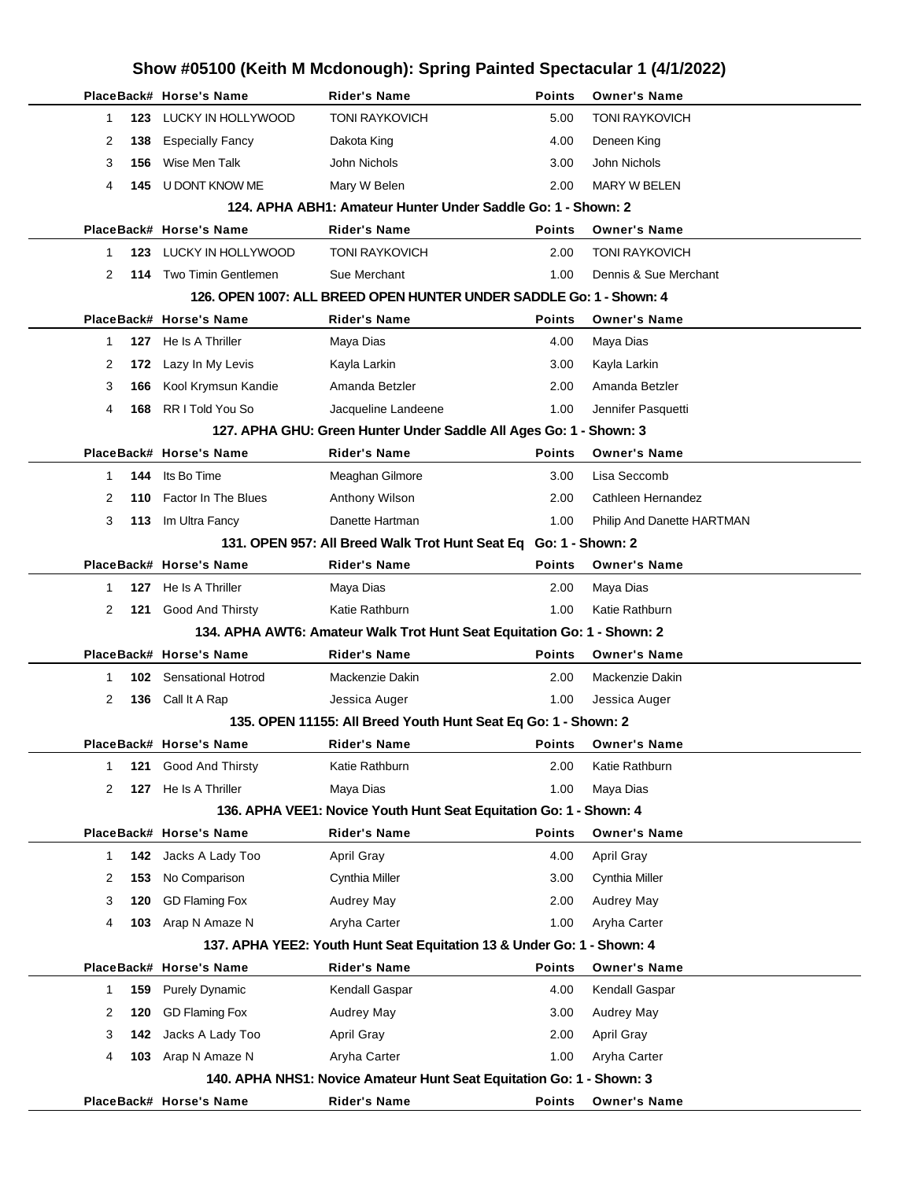# Show #05100 (Keith M Mcdonough): Spring Painted Spectacular 1 (4/1/2022)

| Place | Back# | Horse's Name | Rider's Name | Points | Owner's Name |
|---|---|---|---|---|---|
| 1 | 123 | LUCKY IN HOLLYWOOD | TONI RAYKOVICH | 5.00 | TONI RAYKOVICH |
| 2 | 138 | Especially Fancy | Dakota King | 4.00 | Deneen King |
| 3 | 156 | Wise Men Talk | John Nichols | 3.00 | John Nichols |
| 4 | 145 | U DONT KNOW ME | Mary W Belen | 2.00 | MARY W BELEN |

### 124. APHA ABH1: Amateur Hunter Under Saddle Go: 1 - Shown: 2

| Place | Back# | Horse's Name | Rider's Name | Points | Owner's Name |
|---|---|---|---|---|---|
| 1 | 123 | LUCKY IN HOLLYWOOD | TONI RAYKOVICH | 2.00 | TONI RAYKOVICH |
| 2 | 114 | Two Timin Gentlemen | Sue Merchant | 1.00 | Dennis & Sue Merchant |

### 126. OPEN 1007: ALL BREED OPEN HUNTER UNDER SADDLE Go: 1 - Shown: 4

| Place | Back# | Horse's Name | Rider's Name | Points | Owner's Name |
|---|---|---|---|---|---|
| 1 | 127 | He Is A Thriller | Maya Dias | 4.00 | Maya Dias |
| 2 | 172 | Lazy In My Levis | Kayla Larkin | 3.00 | Kayla Larkin |
| 3 | 166 | Kool Krymsun Kandie | Amanda Betzler | 2.00 | Amanda Betzler |
| 4 | 168 | RR I Told You So | Jacqueline Landeene | 1.00 | Jennifer Pasquetti |

### 127. APHA GHU: Green Hunter Under Saddle All Ages Go: 1 - Shown: 3

| Place | Back# | Horse's Name | Rider's Name | Points | Owner's Name |
|---|---|---|---|---|---|
| 1 | 144 | Its Bo Time | Meaghan Gilmore | 3.00 | Lisa Seccomb |
| 2 | 110 | Factor In The Blues | Anthony Wilson | 2.00 | Cathleen Hernandez |
| 3 | 113 | Im Ultra Fancy | Danette Hartman | 1.00 | Philip And Danette HARTMAN |

### 131. OPEN 957: All Breed Walk Trot Hunt Seat Eq Go: 1 - Shown: 2

| Place | Back# | Horse's Name | Rider's Name | Points | Owner's Name |
|---|---|---|---|---|---|
| 1 | 127 | He Is A Thriller | Maya Dias | 2.00 | Maya Dias |
| 2 | 121 | Good And Thirsty | Katie Rathburn | 1.00 | Katie Rathburn |

### 134. APHA AWT6: Amateur Walk Trot Hunt Seat Equitation Go: 1 - Shown: 2

| Place | Back# | Horse's Name | Rider's Name | Points | Owner's Name |
|---|---|---|---|---|---|
| 1 | 102 | Sensational Hotrod | Mackenzie Dakin | 2.00 | Mackenzie Dakin |
| 2 | 136 | Call It A Rap | Jessica Auger | 1.00 | Jessica Auger |

### 135. OPEN 11155: All Breed Youth Hunt Seat Eq Go: 1 - Shown: 2

| Place | Back# | Horse's Name | Rider's Name | Points | Owner's Name |
|---|---|---|---|---|---|
| 1 | 121 | Good And Thirsty | Katie Rathburn | 2.00 | Katie Rathburn |
| 2 | 127 | He Is A Thriller | Maya Dias | 1.00 | Maya Dias |

### 136. APHA VEE1: Novice Youth Hunt Seat Equitation Go: 1 - Shown: 4

| Place | Back# | Horse's Name | Rider's Name | Points | Owner's Name |
|---|---|---|---|---|---|
| 1 | 142 | Jacks A Lady Too | April Gray | 4.00 | April Gray |
| 2 | 153 | No Comparison | Cynthia Miller | 3.00 | Cynthia Miller |
| 3 | 120 | GD Flaming Fox | Audrey May | 2.00 | Audrey May |
| 4 | 103 | Arap N Amaze N | Aryha Carter | 1.00 | Aryha Carter |

### 137. APHA YEE2: Youth Hunt Seat Equitation 13 & Under Go: 1 - Shown: 4

| Place | Back# | Horse's Name | Rider's Name | Points | Owner's Name |
|---|---|---|---|---|---|
| 1 | 159 | Purely Dynamic | Kendall Gaspar | 4.00 | Kendall Gaspar |
| 2 | 120 | GD Flaming Fox | Audrey May | 3.00 | Audrey May |
| 3 | 142 | Jacks A Lady Too | April Gray | 2.00 | April Gray |
| 4 | 103 | Arap N Amaze N | Aryha Carter | 1.00 | Aryha Carter |

### 140. APHA NHS1: Novice Amateur Hunt Seat Equitation Go: 1 - Shown: 3

| Place | Back# | Horse's Name | Rider's Name | Points | Owner's Name |
|---|---|---|---|---|---|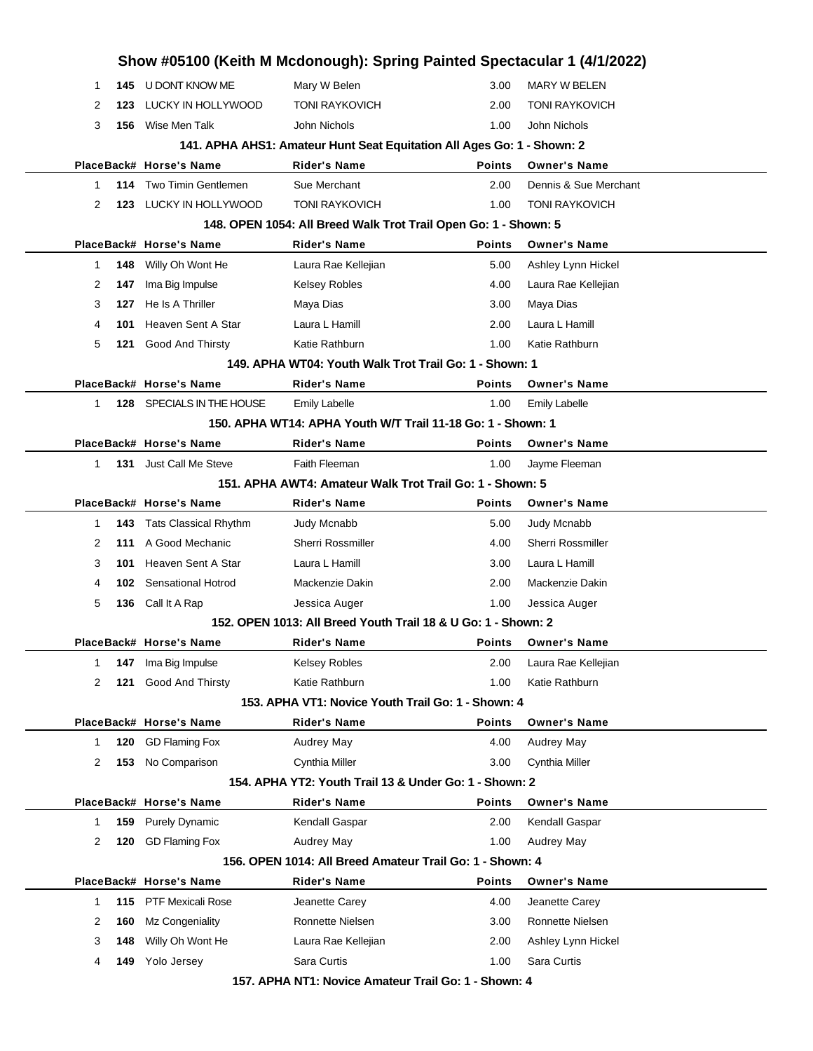# Show #05100 (Keith M Mcdonough): Spring Painted Spectacular 1 (4/1/2022)

| Place | Back# | Horse's Name | Rider's Name | Points | Owner's Name |
|---|---|---|---|---|---|
| 1 | **145** | U DONT KNOW ME | Mary W Belen | 3.00 | MARY W BELEN |
| 2 | **123** | LUCKY IN HOLLYWOOD | TONI RAYKOVICH | 2.00 | TONI RAYKOVICH |
| 3 | **156** | Wise Men Talk | John Nichols | 1.00 | John Nichols |

### 141. APHA AHS1: Amateur Hunt Seat Equitation All Ages Go: 1 - Shown: 2

| Place | Back# | Horse's Name | Rider's Name | Points | Owner's Name |
|---|---|---|---|---|---|
| 1 | **114** | Two Timin Gentlemen | Sue Merchant | 2.00 | Dennis & Sue Merchant |
| 2 | **123** | LUCKY IN HOLLYWOOD | TONI RAYKOVICH | 1.00 | TONI RAYKOVICH |

### 148. OPEN 1054: All Breed Walk Trot Trail Open Go: 1 - Shown: 5

| Place | Back# | Horse's Name | Rider's Name | Points | Owner's Name |
|---|---|---|---|---|---|
| 1 | **148** | Willy Oh Wont He | Laura Rae Kellejian | 5.00 | Ashley Lynn Hickel |
| 2 | **147** | Ima Big Impulse | Kelsey Robles | 4.00 | Laura Rae Kellejian |
| 3 | **127** | He Is A Thriller | Maya Dias | 3.00 | Maya Dias |
| 4 | **101** | Heaven Sent A Star | Laura L Hamill | 2.00 | Laura L Hamill |
| 5 | **121** | Good And Thirsty | Katie Rathburn | 1.00 | Katie Rathburn |

### 149. APHA WT04: Youth Walk Trot Trail Go: 1 - Shown: 1

| Place | Back# | Horse's Name | Rider's Name | Points | Owner's Name |
|---|---|---|---|---|---|
| 1 | **128** | SPECIALS IN THE HOUSE | Emily Labelle | 1.00 | Emily Labelle |

### 150. APHA WT14: APHA Youth W/T Trail 11-18 Go: 1 - Shown: 1

| Place | Back# | Horse's Name | Rider's Name | Points | Owner's Name |
|---|---|---|---|---|---|
| 1 | **131** | Just Call Me Steve | Faith Fleeman | 1.00 | Jayme Fleeman |

### 151. APHA AWT4: Amateur Walk Trot Trail Go: 1 - Shown: 5

| Place | Back# | Horse's Name | Rider's Name | Points | Owner's Name |
|---|---|---|---|---|---|
| 1 | **143** | Tats Classical Rhythm | Judy Mcnabb | 5.00 | Judy Mcnabb |
| 2 | **111** | A Good Mechanic | Sherri Rossmiller | 4.00 | Sherri Rossmiller |
| 3 | **101** | Heaven Sent A Star | Laura L Hamill | 3.00 | Laura L Hamill |
| 4 | **102** | Sensational Hotrod | Mackenzie Dakin | 2.00 | Mackenzie Dakin |
| 5 | **136** | Call It A Rap | Jessica Auger | 1.00 | Jessica Auger |

### 152. OPEN 1013: All Breed Youth Trail 18 & U Go: 1 - Shown: 2

| Place | Back# | Horse's Name | Rider's Name | Points | Owner's Name |
|---|---|---|---|---|---|
| 1 | **147** | Ima Big Impulse | Kelsey Robles | 2.00 | Laura Rae Kellejian |
| 2 | **121** | Good And Thirsty | Katie Rathburn | 1.00 | Katie Rathburn |

### 153. APHA VT1: Novice Youth Trail Go: 1 - Shown: 4

| Place | Back# | Horse's Name | Rider's Name | Points | Owner's Name |
|---|---|---|---|---|---|
| 1 | **120** | GD Flaming Fox | Audrey May | 4.00 | Audrey May |
| 2 | **153** | No Comparison | Cynthia Miller | 3.00 | Cynthia Miller |

### 154. APHA YT2: Youth Trail 13 & Under Go: 1 - Shown: 2

| Place | Back# | Horse's Name | Rider's Name | Points | Owner's Name |
|---|---|---|---|---|---|
| 1 | **159** | Purely Dynamic | Kendall Gaspar | 2.00 | Kendall Gaspar |
| 2 | **120** | GD Flaming Fox | Audrey May | 1.00 | Audrey May |

### 156. OPEN 1014: All Breed Amateur Trail Go: 1 - Shown: 4

| Place | Back# | Horse's Name | Rider's Name | Points | Owner's Name |
|---|---|---|---|---|---|
| 1 | **115** | PTF Mexicali Rose | Jeanette Carey | 4.00 | Jeanette Carey |
| 2 | **160** | Mz Congeniality | Ronnette Nielsen | 3.00 | Ronnette Nielsen |
| 3 | **148** | Willy Oh Wont He | Laura Rae Kellejian | 2.00 | Ashley Lynn Hickel |
| 4 | **149** | Yolo Jersey | Sara Curtis | 1.00 | Sara Curtis |

### 157. APHA NT1: Novice Amateur Trail Go: 1 - Shown: 4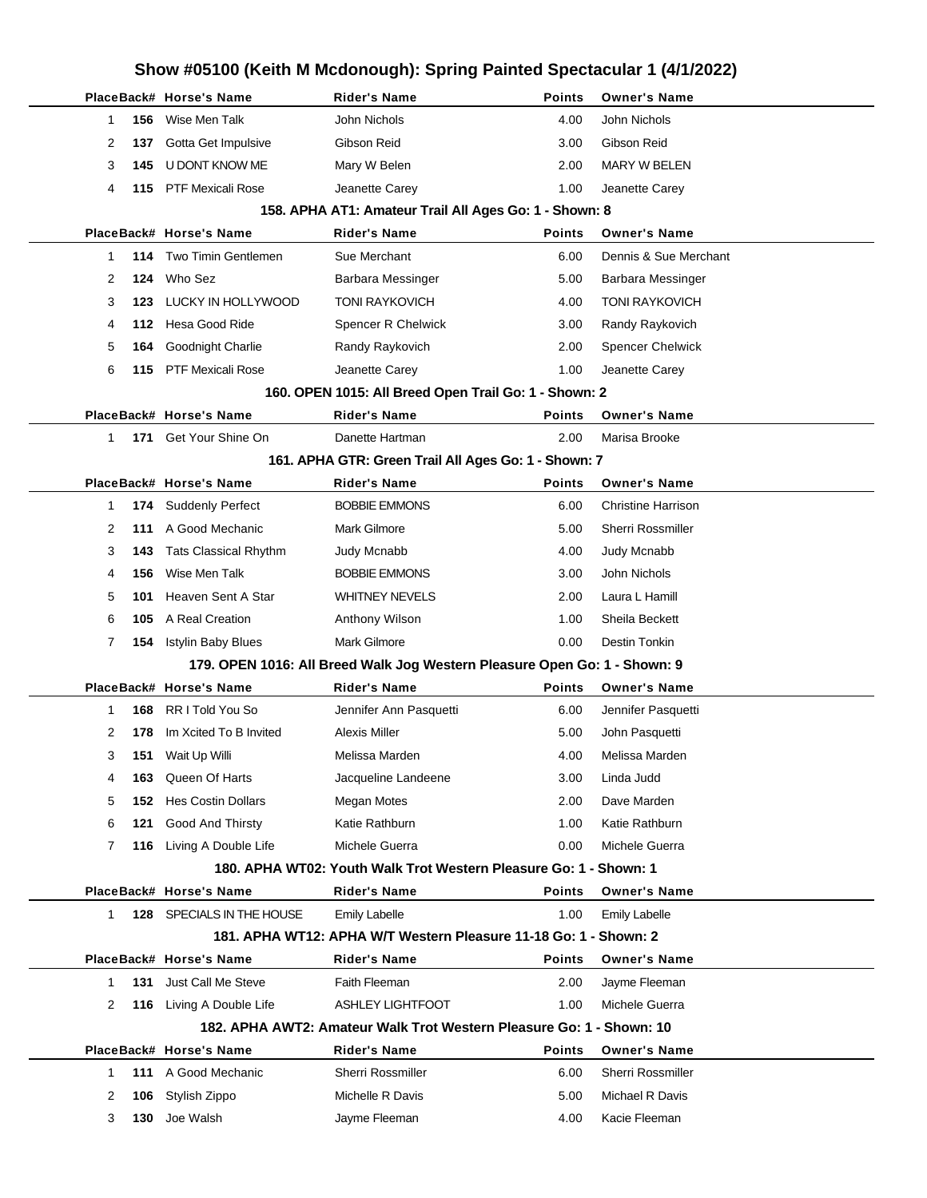# Show #05100 (Keith M Mcdonough): Spring Painted Spectacular 1 (4/1/2022)

| Place | Back# | Horse's Name | Rider's Name | Points | Owner's Name |
|---|---|---|---|---|---|
| 1 | **156** | Wise Men Talk | John Nichols | 4.00 | John Nichols |
| 2 | **137** | Gotta Get Impulsive | Gibson Reid | 3.00 | Gibson Reid |
| 3 | **145** | U DONT KNOW ME | Mary W Belen | 2.00 | MARY W BELEN |
| 4 | **115** | PTF Mexicali Rose | Jeanette Carey | 1.00 | Jeanette Carey |

### 158. APHA AT1: Amateur Trail All Ages Go: 1 - Shown: 8

| Place | Back# | Horse's Name | Rider's Name | Points | Owner's Name |
|---|---|---|---|---|---|
| 1 | **114** | Two Timin Gentlemen | Sue Merchant | 6.00 | Dennis & Sue Merchant |
| 2 | **124** | Who Sez | Barbara Messinger | 5.00 | Barbara Messinger |
| 3 | **123** | LUCKY IN HOLLYWOOD | TONI RAYKOVICH | 4.00 | TONI RAYKOVICH |
| 4 | **112** | Hesa Good Ride | Spencer R Chelwick | 3.00 | Randy Raykovich |
| 5 | **164** | Goodnight Charlie | Randy Raykovich | 2.00 | Spencer Chelwick |
| 6 | **115** | PTF Mexicali Rose | Jeanette Carey | 1.00 | Jeanette Carey |

### 160. OPEN 1015: All Breed Open Trail Go: 1 - Shown: 2

| Place | Back# | Horse's Name | Rider's Name | Points | Owner's Name |
|---|---|---|---|---|---|
| 1 | **171** | Get Your Shine On | Danette Hartman | 2.00 | Marisa Brooke |

### 161. APHA GTR: Green Trail All Ages Go: 1 - Shown: 7

| Place | Back# | Horse's Name | Rider's Name | Points | Owner's Name |
|---|---|---|---|---|---|
| 1 | **174** | Suddenly Perfect | BOBBIE EMMONS | 6.00 | Christine Harrison |
| 2 | **111** | A Good Mechanic | Mark Gilmore | 5.00 | Sherri Rossmiller |
| 3 | **143** | Tats Classical Rhythm | Judy Mcnabb | 4.00 | Judy Mcnabb |
| 4 | **156** | Wise Men Talk | BOBBIE EMMONS | 3.00 | John Nichols |
| 5 | **101** | Heaven Sent A Star | WHITNEY NEVELS | 2.00 | Laura L Hamill |
| 6 | **105** | A Real Creation | Anthony Wilson | 1.00 | Sheila Beckett |
| 7 | **154** | Istylin Baby Blues | Mark Gilmore | 0.00 | Destin Tonkin |

### 179. OPEN 1016: All Breed Walk Jog Western Pleasure Open Go: 1 - Shown: 9

| Place | Back# | Horse's Name | Rider's Name | Points | Owner's Name |
|---|---|---|---|---|---|
| 1 | **168** | RR I Told You So | Jennifer Ann Pasquetti | 6.00 | Jennifer Pasquetti |
| 2 | **178** | Im Xcited To B Invited | Alexis Miller | 5.00 | John Pasquetti |
| 3 | **151** | Wait Up Willi | Melissa Marden | 4.00 | Melissa Marden |
| 4 | **163** | Queen Of Harts | Jacqueline Landeene | 3.00 | Linda Judd |
| 5 | **152** | Hes Costin Dollars | Megan Motes | 2.00 | Dave Marden |
| 6 | **121** | Good And Thirsty | Katie Rathburn | 1.00 | Katie Rathburn |
| 7 | **116** | Living A Double Life | Michele Guerra | 0.00 | Michele Guerra |

### 180. APHA WT02: Youth Walk Trot Western Pleasure Go: 1 - Shown: 1

| Place | Back# | Horse's Name | Rider's Name | Points | Owner's Name |
|---|---|---|---|---|---|
| 1 | **128** | SPECIALS IN THE HOUSE | Emily Labelle | 1.00 | Emily Labelle |

### 181. APHA WT12: APHA W/T Western Pleasure 11-18 Go: 1 - Shown: 2

| Place | Back# | Horse's Name | Rider's Name | Points | Owner's Name |
|---|---|---|---|---|---|
| 1 | **131** | Just Call Me Steve | Faith Fleeman | 2.00 | Jayme Fleeman |
| 2 | **116** | Living A Double Life | ASHLEY LIGHTFOOT | 1.00 | Michele Guerra |

### 182. APHA AWT2: Amateur Walk Trot Western Pleasure Go: 1 - Shown: 10

| Place | Back# | Horse's Name | Rider's Name | Points | Owner's Name |
|---|---|---|---|---|---|
| 1 | **111** | A Good Mechanic | Sherri Rossmiller | 6.00 | Sherri Rossmiller |
| 2 | **106** | Stylish Zippo | Michelle R Davis | 5.00 | Michael R Davis |
| 3 | **130** | Joe Walsh | Jayme Fleeman | 4.00 | Kacie Fleeman |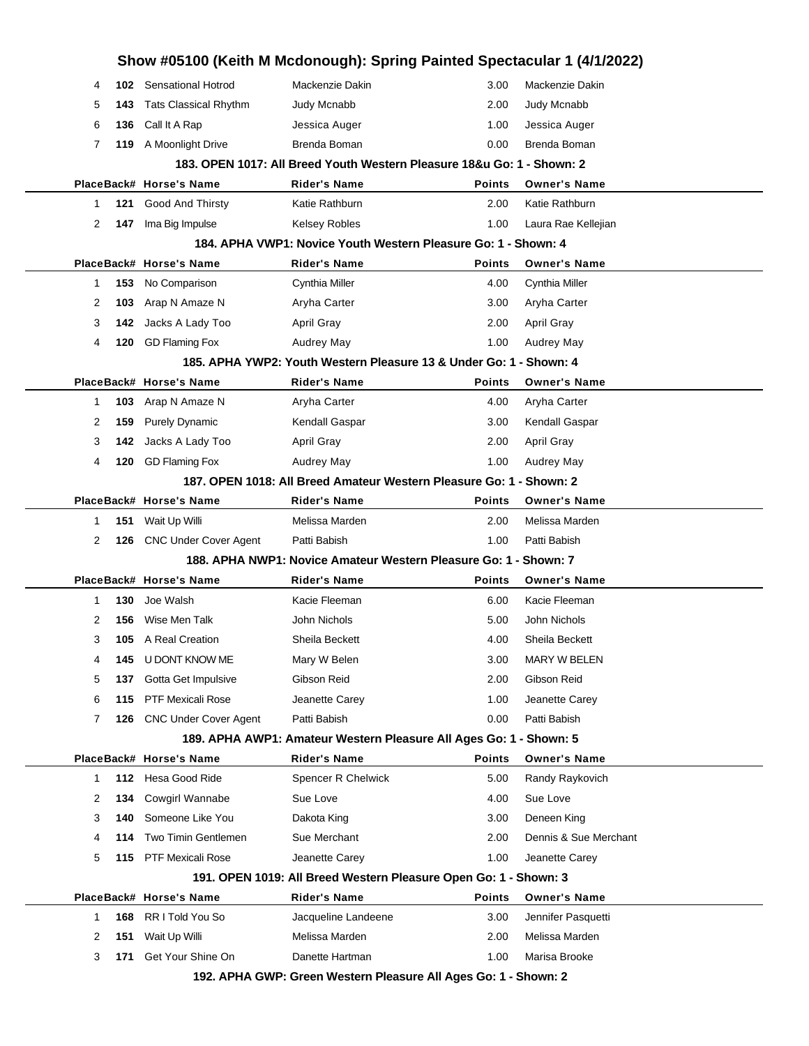# Show #05100 (Keith M Mcdonough): Spring Painted Spectacular 1 (4/1/2022)

| Place | Back# | Horse's Name | Rider's Name | Points | Owner's Name |
|---|---|---|---|---|---|
| 4 | 102 | Sensational Hotrod | Mackenzie Dakin | 3.00 | Mackenzie Dakin |
| 5 | 143 | Tats Classical Rhythm | Judy Mcnabb | 2.00 | Judy Mcnabb |
| 6 | 136 | Call It A Rap | Jessica Auger | 1.00 | Jessica Auger |
| 7 | 119 | A Moonlight Drive | Brenda Boman | 0.00 | Brenda Boman |

### 183. OPEN 1017: All Breed Youth Western Pleasure 18&u Go: 1 - Shown: 2

| Place | Back# | Horse's Name | Rider's Name | Points | Owner's Name |
|---|---|---|---|---|---|
| 1 | 121 | Good And Thirsty | Katie Rathburn | 2.00 | Katie Rathburn |
| 2 | 147 | Ima Big Impulse | Kelsey Robles | 1.00 | Laura Rae Kellejian |

### 184. APHA VWP1: Novice Youth Western Pleasure Go: 1 - Shown: 4

| Place | Back# | Horse's Name | Rider's Name | Points | Owner's Name |
|---|---|---|---|---|---|
| 1 | 153 | No Comparison | Cynthia Miller | 4.00 | Cynthia Miller |
| 2 | 103 | Arap N Amaze N | Aryha Carter | 3.00 | Aryha Carter |
| 3 | 142 | Jacks A Lady Too | April Gray | 2.00 | April Gray |
| 4 | 120 | GD Flaming Fox | Audrey May | 1.00 | Audrey May |

### 185. APHA YWP2: Youth Western Pleasure 13 & Under Go: 1 - Shown: 4

| Place | Back# | Horse's Name | Rider's Name | Points | Owner's Name |
|---|---|---|---|---|---|
| 1 | 103 | Arap N Amaze N | Aryha Carter | 4.00 | Aryha Carter |
| 2 | 159 | Purely Dynamic | Kendall Gaspar | 3.00 | Kendall Gaspar |
| 3 | 142 | Jacks A Lady Too | April Gray | 2.00 | April Gray |
| 4 | 120 | GD Flaming Fox | Audrey May | 1.00 | Audrey May |

### 187. OPEN 1018: All Breed Amateur Western Pleasure Go: 1 - Shown: 2

| Place | Back# | Horse's Name | Rider's Name | Points | Owner's Name |
|---|---|---|---|---|---|
| 1 | 151 | Wait Up Willi | Melissa Marden | 2.00 | Melissa Marden |
| 2 | 126 | CNC Under Cover Agent | Patti Babish | 1.00 | Patti Babish |

### 188. APHA NWP1: Novice Amateur Western Pleasure Go: 1 - Shown: 7

| Place | Back# | Horse's Name | Rider's Name | Points | Owner's Name |
|---|---|---|---|---|---|
| 1 | 130 | Joe Walsh | Kacie Fleeman | 6.00 | Kacie Fleeman |
| 2 | 156 | Wise Men Talk | John Nichols | 5.00 | John Nichols |
| 3 | 105 | A Real Creation | Sheila Beckett | 4.00 | Sheila Beckett |
| 4 | 145 | U DONT KNOW ME | Mary W Belen | 3.00 | MARY W BELEN |
| 5 | 137 | Gotta Get Impulsive | Gibson Reid | 2.00 | Gibson Reid |
| 6 | 115 | PTF Mexicali Rose | Jeanette Carey | 1.00 | Jeanette Carey |
| 7 | 126 | CNC Under Cover Agent | Patti Babish | 0.00 | Patti Babish |

### 189. APHA AWP1: Amateur Western Pleasure All Ages Go: 1 - Shown: 5

| Place | Back# | Horse's Name | Rider's Name | Points | Owner's Name |
|---|---|---|---|---|---|
| 1 | 112 | Hesa Good Ride | Spencer R Chelwick | 5.00 | Randy Raykovich |
| 2 | 134 | Cowgirl Wannabe | Sue Love | 4.00 | Sue Love |
| 3 | 140 | Someone Like You | Dakota King | 3.00 | Deneen King |
| 4 | 114 | Two Timin Gentlemen | Sue Merchant | 2.00 | Dennis & Sue Merchant |
| 5 | 115 | PTF Mexicali Rose | Jeanette Carey | 1.00 | Jeanette Carey |

### 191. OPEN 1019: All Breed Western Pleasure Open Go: 1 - Shown: 3

| Place | Back# | Horse's Name | Rider's Name | Points | Owner's Name |
|---|---|---|---|---|---|
| 1 | 168 | RR I Told You So | Jacqueline Landeene | 3.00 | Jennifer Pasquetti |
| 2 | 151 | Wait Up Willi | Melissa Marden | 2.00 | Melissa Marden |
| 3 | 171 | Get Your Shine On | Danette Hartman | 1.00 | Marisa Brooke |

### 192. APHA GWP: Green Western Pleasure All Ages Go: 1 - Shown: 2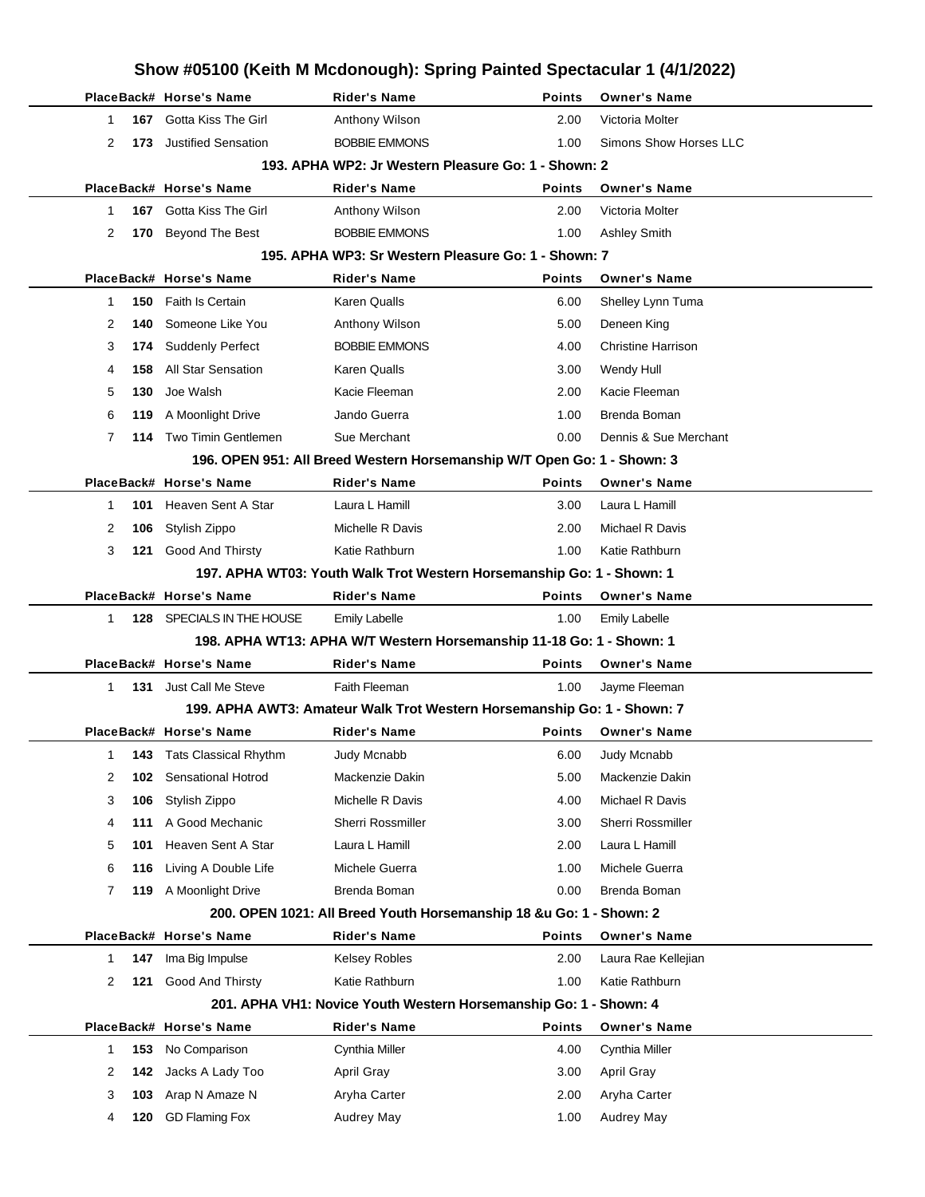# Show #05100 (Keith M Mcdonough): Spring Painted Spectacular 1 (4/1/2022)

| Place | Back# | Horse's Name | Rider's Name | Points | Owner's Name |
|---|---|---|---|---|---|
| 1 | 167 | Gotta Kiss The Girl | Anthony Wilson | 2.00 | Victoria Molter |
| 2 | 173 | Justified Sensation | BOBBIE EMMONS | 1.00 | Simons Show Horses LLC |

### 193. APHA WP2: Jr Western Pleasure Go: 1 - Shown: 2

| Place | Back# | Horse's Name | Rider's Name | Points | Owner's Name |
|---|---|---|---|---|---|
| 1 | 167 | Gotta Kiss The Girl | Anthony Wilson | 2.00 | Victoria Molter |
| 2 | 170 | Beyond The Best | BOBBIE EMMONS | 1.00 | Ashley Smith |

### 195. APHA WP3: Sr Western Pleasure Go: 1 - Shown: 7

| Place | Back# | Horse's Name | Rider's Name | Points | Owner's Name |
|---|---|---|---|---|---|
| 1 | 150 | Faith Is Certain | Karen Qualls | 6.00 | Shelley Lynn Tuma |
| 2 | 140 | Someone Like You | Anthony Wilson | 5.00 | Deneen King |
| 3 | 174 | Suddenly Perfect | BOBBIE EMMONS | 4.00 | Christine Harrison |
| 4 | 158 | All Star Sensation | Karen Qualls | 3.00 | Wendy Hull |
| 5 | 130 | Joe Walsh | Kacie Fleeman | 2.00 | Kacie Fleeman |
| 6 | 119 | A Moonlight Drive | Jando Guerra | 1.00 | Brenda Boman |
| 7 | 114 | Two Timin Gentlemen | Sue Merchant | 0.00 | Dennis & Sue Merchant |

### 196. OPEN 951: All Breed Western Horsemanship W/T Open Go: 1 - Shown: 3

| Place | Back# | Horse's Name | Rider's Name | Points | Owner's Name |
|---|---|---|---|---|---|
| 1 | 101 | Heaven Sent A Star | Laura L Hamill | 3.00 | Laura L Hamill |
| 2 | 106 | Stylish Zippo | Michelle R Davis | 2.00 | Michael R Davis |
| 3 | 121 | Good And Thirsty | Katie Rathburn | 1.00 | Katie Rathburn |

### 197. APHA WT03: Youth Walk Trot Western Horsemanship Go: 1 - Shown: 1

| Place | Back# | Horse's Name | Rider's Name | Points | Owner's Name |
|---|---|---|---|---|---|
| 1 | 128 | SPECIALS IN THE HOUSE | Emily Labelle | 1.00 | Emily Labelle |

### 198. APHA WT13: APHA W/T Western Horsemanship 11-18 Go: 1 - Shown: 1

| Place | Back# | Horse's Name | Rider's Name | Points | Owner's Name |
|---|---|---|---|---|---|
| 1 | 131 | Just Call Me Steve | Faith Fleeman | 1.00 | Jayme Fleeman |

### 199. APHA AWT3: Amateur Walk Trot Western Horsemanship Go: 1 - Shown: 7

| Place | Back# | Horse's Name | Rider's Name | Points | Owner's Name |
|---|---|---|---|---|---|
| 1 | 143 | Tats Classical Rhythm | Judy Mcnabb | 6.00 | Judy Mcnabb |
| 2 | 102 | Sensational Hotrod | Mackenzie Dakin | 5.00 | Mackenzie Dakin |
| 3 | 106 | Stylish Zippo | Michelle R Davis | 4.00 | Michael R Davis |
| 4 | 111 | A Good Mechanic | Sherri Rossmiller | 3.00 | Sherri Rossmiller |
| 5 | 101 | Heaven Sent A Star | Laura L Hamill | 2.00 | Laura L Hamill |
| 6 | 116 | Living A Double Life | Michele Guerra | 1.00 | Michele Guerra |
| 7 | 119 | A Moonlight Drive | Brenda Boman | 0.00 | Brenda Boman |

### 200. OPEN 1021: All Breed Youth Horsemanship 18 &u Go: 1 - Shown: 2

| Place | Back# | Horse's Name | Rider's Name | Points | Owner's Name |
|---|---|---|---|---|---|
| 1 | 147 | Ima Big Impulse | Kelsey Robles | 2.00 | Laura Rae Kellejian |
| 2 | 121 | Good And Thirsty | Katie Rathburn | 1.00 | Katie Rathburn |

### 201. APHA VH1: Novice Youth Western Horsemanship Go: 1 - Shown: 4

| Place | Back# | Horse's Name | Rider's Name | Points | Owner's Name |
|---|---|---|---|---|---|
| 1 | 153 | No Comparison | Cynthia Miller | 4.00 | Cynthia Miller |
| 2 | 142 | Jacks A Lady Too | April Gray | 3.00 | April Gray |
| 3 | 103 | Arap N Amaze N | Aryha Carter | 2.00 | Aryha Carter |
| 4 | 120 | GD Flaming Fox | Audrey May | 1.00 | Audrey May |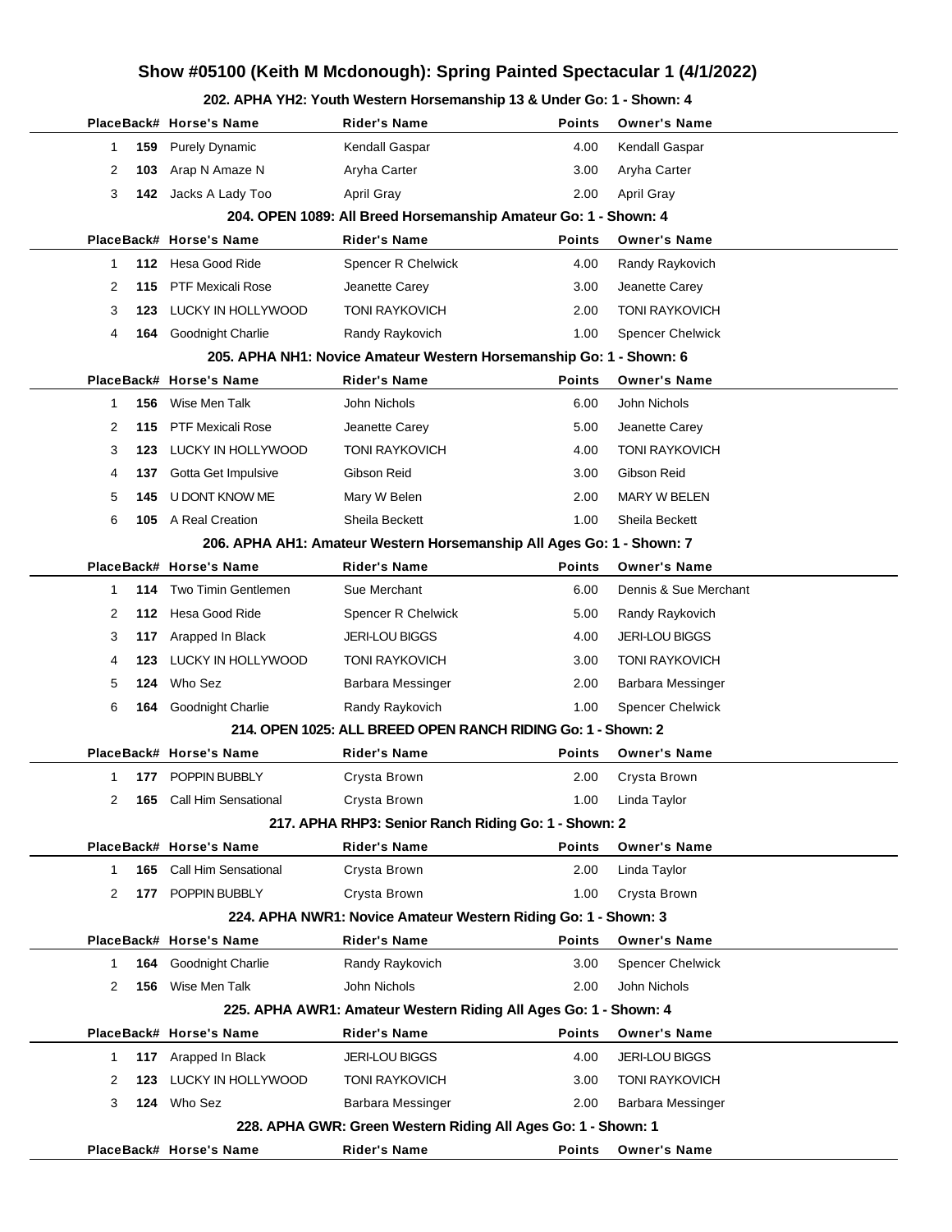# Show #05100 (Keith M Mcdonough): Spring Painted Spectacular 1 (4/1/2022)

### 202. APHA YH2: Youth Western Horsemanship 13 & Under Go: 1 - Shown: 4

| Place | Back# | Horse's Name | Rider's Name | Points | Owner's Name |
|---|---|---|---|---|---|
| 1 | 159 | Purely Dynamic | Kendall Gaspar | 4.00 | Kendall Gaspar |
| 2 | 103 | Arap N Amaze N | Aryha Carter | 3.00 | Aryha Carter |
| 3 | 142 | Jacks A Lady Too | April Gray | 2.00 | April Gray |

### 204. OPEN 1089: All Breed Horsemanship Amateur Go: 1 - Shown: 4

| Place | Back# | Horse's Name | Rider's Name | Points | Owner's Name |
|---|---|---|---|---|---|
| 1 | 112 | Hesa Good Ride | Spencer R Chelwick | 4.00 | Randy Raykovich |
| 2 | 115 | PTF Mexicali Rose | Jeanette Carey | 3.00 | Jeanette Carey |
| 3 | 123 | LUCKY IN HOLLYWOOD | TONI RAYKOVICH | 2.00 | TONI RAYKOVICH |
| 4 | 164 | Goodnight Charlie | Randy Raykovich | 1.00 | Spencer Chelwick |

### 205. APHA NH1: Novice Amateur Western Horsemanship Go: 1 - Shown: 6

| Place | Back# | Horse's Name | Rider's Name | Points | Owner's Name |
|---|---|---|---|---|---|
| 1 | 156 | Wise Men Talk | John Nichols | 6.00 | John Nichols |
| 2 | 115 | PTF Mexicali Rose | Jeanette Carey | 5.00 | Jeanette Carey |
| 3 | 123 | LUCKY IN HOLLYWOOD | TONI RAYKOVICH | 4.00 | TONI RAYKOVICH |
| 4 | 137 | Gotta Get Impulsive | Gibson Reid | 3.00 | Gibson Reid |
| 5 | 145 | U DONT KNOW ME | Mary W Belen | 2.00 | MARY W BELEN |
| 6 | 105 | A Real Creation | Sheila Beckett | 1.00 | Sheila Beckett |

### 206. APHA AH1: Amateur Western Horsemanship All Ages Go: 1 - Shown: 7

| Place | Back# | Horse's Name | Rider's Name | Points | Owner's Name |
|---|---|---|---|---|---|
| 1 | 114 | Two Timin Gentlemen | Sue Merchant | 6.00 | Dennis & Sue Merchant |
| 2 | 112 | Hesa Good Ride | Spencer R Chelwick | 5.00 | Randy Raykovich |
| 3 | 117 | Arapped In Black | JERI-LOU BIGGS | 4.00 | JERI-LOU BIGGS |
| 4 | 123 | LUCKY IN HOLLYWOOD | TONI RAYKOVICH | 3.00 | TONI RAYKOVICH |
| 5 | 124 | Who Sez | Barbara Messinger | 2.00 | Barbara Messinger |
| 6 | 164 | Goodnight Charlie | Randy Raykovich | 1.00 | Spencer Chelwick |

### 214. OPEN 1025: ALL BREED OPEN RANCH RIDING Go: 1 - Shown: 2

| Place | Back# | Horse's Name | Rider's Name | Points | Owner's Name |
|---|---|---|---|---|---|
| 1 | 177 | POPPIN BUBBLY | Crysta Brown | 2.00 | Crysta Brown |
| 2 | 165 | Call Him Sensational | Crysta Brown | 1.00 | Linda Taylor |

### 217. APHA RHP3: Senior Ranch Riding Go: 1 - Shown: 2

| Place | Back# | Horse's Name | Rider's Name | Points | Owner's Name |
|---|---|---|---|---|---|
| 1 | 165 | Call Him Sensational | Crysta Brown | 2.00 | Linda Taylor |
| 2 | 177 | POPPIN BUBBLY | Crysta Brown | 1.00 | Crysta Brown |

### 224. APHA NWR1: Novice Amateur Western Riding Go: 1 - Shown: 3

| Place | Back# | Horse's Name | Rider's Name | Points | Owner's Name |
|---|---|---|---|---|---|
| 1 | 164 | Goodnight Charlie | Randy Raykovich | 3.00 | Spencer Chelwick |
| 2 | 156 | Wise Men Talk | John Nichols | 2.00 | John Nichols |

### 225. APHA AWR1: Amateur Western Riding All Ages Go: 1 - Shown: 4

| Place | Back# | Horse's Name | Rider's Name | Points | Owner's Name |
|---|---|---|---|---|---|
| 1 | 117 | Arapped In Black | JERI-LOU BIGGS | 4.00 | JERI-LOU BIGGS |
| 2 | 123 | LUCKY IN HOLLYWOOD | TONI RAYKOVICH | 3.00 | TONI RAYKOVICH |
| 3 | 124 | Who Sez | Barbara Messinger | 2.00 | Barbara Messinger |

### 228. APHA GWR: Green Western Riding All Ages Go: 1 - Shown: 1

| Place | Back# | Horse's Name | Rider's Name | Points | Owner's Name |
|---|---|---|---|---|---|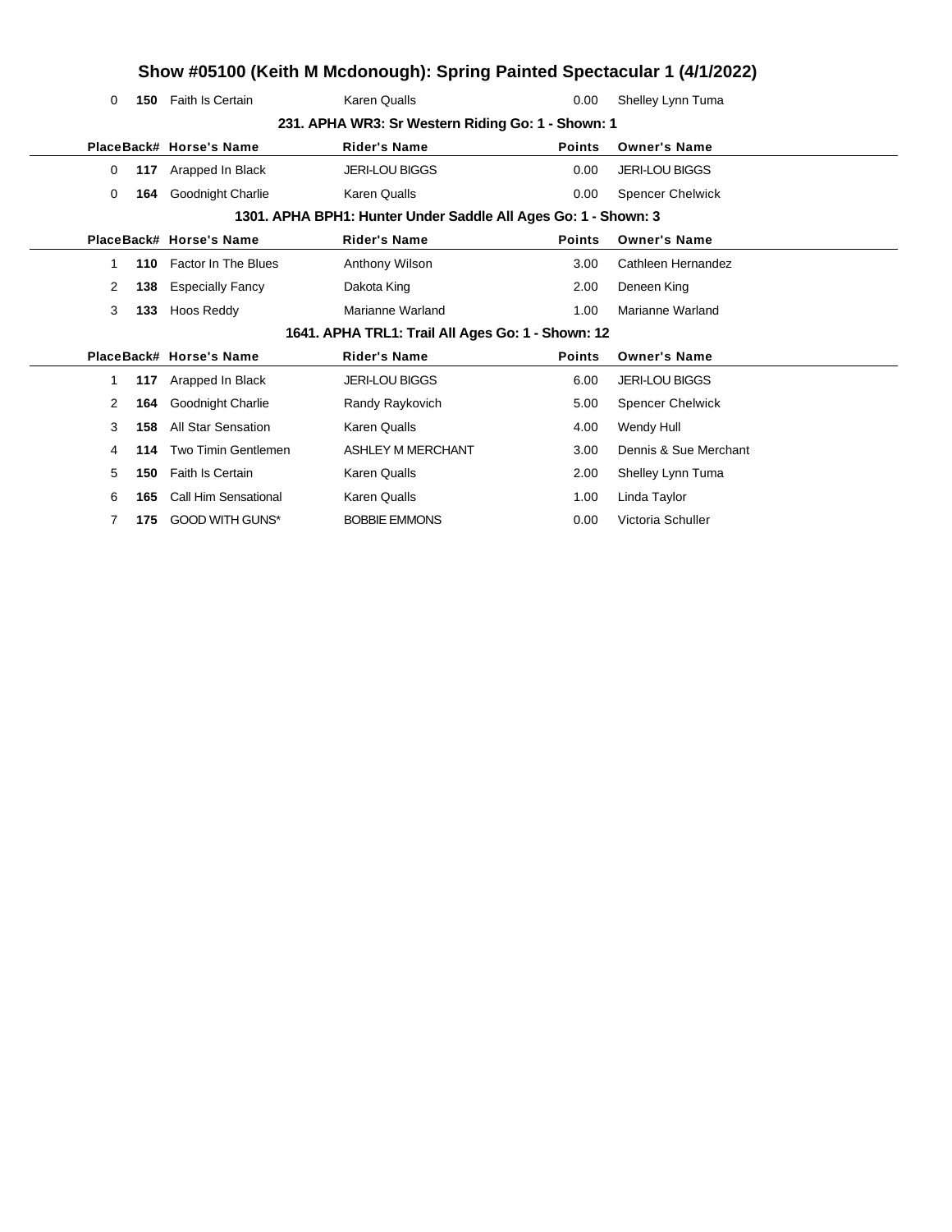# Show #05100 (Keith M Mcdonough): Spring Painted Spectacular 1 (4/1/2022)

| Place | Back# | Horse's Name | Rider's Name | Points | Owner's Name |
|---|---|---|---|---|---|
| 0 | 150 | Faith Is Certain | Karen Qualls | 0.00 | Shelley Lynn Tuma |

### 231. APHA WR3: Sr Western Riding Go: 1 - Shown: 1

| Place | Back# | Horse's Name | Rider's Name | Points | Owner's Name |
|---|---|---|---|---|---|
| 0 | 117 | Arapped In Black | JERI-LOU BIGGS | 0.00 | JERI-LOU BIGGS |
| 0 | 164 | Goodnight Charlie | Karen Qualls | 0.00 | Spencer Chelwick |

### 1301. APHA BPH1: Hunter Under Saddle All Ages Go: 1 - Shown: 3

| Place | Back# | Horse's Name | Rider's Name | Points | Owner's Name |
|---|---|---|---|---|---|
| 1 | 110 | Factor In The Blues | Anthony Wilson | 3.00 | Cathleen Hernandez |
| 2 | 138 | Especially Fancy | Dakota King | 2.00 | Deneen King |
| 3 | 133 | Hoos Reddy | Marianne Warland | 1.00 | Marianne Warland |

### 1641. APHA TRL1: Trail All Ages Go: 1 - Shown: 12

| Place | Back# | Horse's Name | Rider's Name | Points | Owner's Name |
|---|---|---|---|---|---|
| 1 | 117 | Arapped In Black | JERI-LOU BIGGS | 6.00 | JERI-LOU BIGGS |
| 2 | 164 | Goodnight Charlie | Randy Raykovich | 5.00 | Spencer Chelwick |
| 3 | 158 | All Star Sensation | Karen Qualls | 4.00 | Wendy Hull |
| 4 | 114 | Two Timin Gentlemen | ASHLEY M MERCHANT | 3.00 | Dennis & Sue Merchant |
| 5 | 150 | Faith Is Certain | Karen Qualls | 2.00 | Shelley Lynn Tuma |
| 6 | 165 | Call Him Sensational | Karen Qualls | 1.00 | Linda Taylor |
| 7 | 175 | GOOD WITH GUNS* | BOBBIE EMMONS | 0.00 | Victoria Schuller |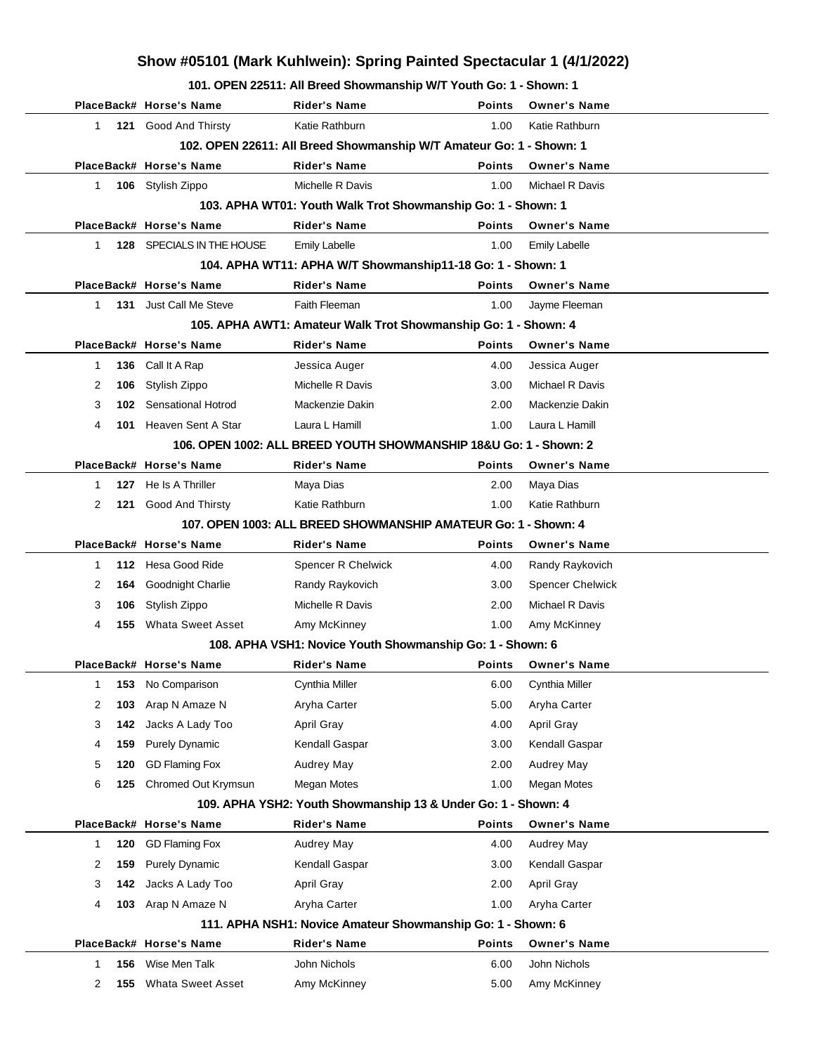# Show #05101 (Mark Kuhlwein): Spring Painted Spectacular 1 (4/1/2022)

### 101. OPEN 22511: All Breed Showmanship W/T Youth Go: 1 - Shown: 1

| Place | Back# | Horse's Name | Rider's Name | Points | Owner's Name |
|---|---|---|---|---|---|
| 1 | 121 | Good And Thirsty | Katie Rathburn | 1.00 | Katie Rathburn |

### 102. OPEN 22611: All Breed Showmanship W/T Amateur Go: 1 - Shown: 1

| Place | Back# | Horse's Name | Rider's Name | Points | Owner's Name |
|---|---|---|---|---|---|
| 1 | 106 | Stylish Zippo | Michelle R Davis | 1.00 | Michael R Davis |

### 103. APHA WT01: Youth Walk Trot Showmanship Go: 1 - Shown: 1

| Place | Back# | Horse's Name | Rider's Name | Points | Owner's Name |
|---|---|---|---|---|---|
| 1 | 128 | SPECIALS IN THE HOUSE | Emily Labelle | 1.00 | Emily Labelle |

### 104. APHA WT11: APHA W/T Showmanship11-18 Go: 1 - Shown: 1

| Place | Back# | Horse's Name | Rider's Name | Points | Owner's Name |
|---|---|---|---|---|---|
| 1 | 131 | Just Call Me Steve | Faith Fleeman | 1.00 | Jayme Fleeman |

### 105. APHA AWT1: Amateur Walk Trot Showmanship Go: 1 - Shown: 4

| Place | Back# | Horse's Name | Rider's Name | Points | Owner's Name |
|---|---|---|---|---|---|
| 1 | 136 | Call It A Rap | Jessica Auger | 4.00 | Jessica Auger |
| 2 | 106 | Stylish Zippo | Michelle R Davis | 3.00 | Michael R Davis |
| 3 | 102 | Sensational Hotrod | Mackenzie Dakin | 2.00 | Mackenzie Dakin |
| 4 | 101 | Heaven Sent A Star | Laura L Hamill | 1.00 | Laura L Hamill |

### 106. OPEN 1002: ALL BREED YOUTH SHOWMANSHIP 18&U Go: 1 - Shown: 2

| Place | Back# | Horse's Name | Rider's Name | Points | Owner's Name |
|---|---|---|---|---|---|
| 1 | 127 | He Is A Thriller | Maya Dias | 2.00 | Maya Dias |
| 2 | 121 | Good And Thirsty | Katie Rathburn | 1.00 | Katie Rathburn |

### 107. OPEN 1003: ALL BREED SHOWMANSHIP AMATEUR Go: 1 - Shown: 4

| Place | Back# | Horse's Name | Rider's Name | Points | Owner's Name |
|---|---|---|---|---|---|
| 1 | 112 | Hesa Good Ride | Spencer R Chelwick | 4.00 | Randy Raykovich |
| 2 | 164 | Goodnight Charlie | Randy Raykovich | 3.00 | Spencer Chelwick |
| 3 | 106 | Stylish Zippo | Michelle R Davis | 2.00 | Michael R Davis |
| 4 | 155 | Whata Sweet Asset | Amy McKinney | 1.00 | Amy McKinney |

### 108. APHA VSH1: Novice Youth Showmanship Go: 1 - Shown: 6

| Place | Back# | Horse's Name | Rider's Name | Points | Owner's Name |
|---|---|---|---|---|---|
| 1 | 153 | No Comparison | Cynthia Miller | 6.00 | Cynthia Miller |
| 2 | 103 | Arap N Amaze N | Aryha Carter | 5.00 | Aryha Carter |
| 3 | 142 | Jacks A Lady Too | April Gray | 4.00 | April Gray |
| 4 | 159 | Purely Dynamic | Kendall Gaspar | 3.00 | Kendall Gaspar |
| 5 | 120 | GD Flaming Fox | Audrey May | 2.00 | Audrey May |
| 6 | 125 | Chromed Out Krymsun | Megan Motes | 1.00 | Megan Motes |

### 109. APHA YSH2: Youth Showmanship 13 & Under Go: 1 - Shown: 4

| Place | Back# | Horse's Name | Rider's Name | Points | Owner's Name |
|---|---|---|---|---|---|
| 1 | 120 | GD Flaming Fox | Audrey May | 4.00 | Audrey May |
| 2 | 159 | Purely Dynamic | Kendall Gaspar | 3.00 | Kendall Gaspar |
| 3 | 142 | Jacks A Lady Too | April Gray | 2.00 | April Gray |
| 4 | 103 | Arap N Amaze N | Aryha Carter | 1.00 | Aryha Carter |

### 111. APHA NSH1: Novice Amateur Showmanship Go: 1 - Shown: 6

| Place | Back# | Horse's Name | Rider's Name | Points | Owner's Name |
|---|---|---|---|---|---|
| 1 | 156 | Wise Men Talk | John Nichols | 6.00 | John Nichols |
| 2 | 155 | Whata Sweet Asset | Amy McKinney | 5.00 | Amy McKinney |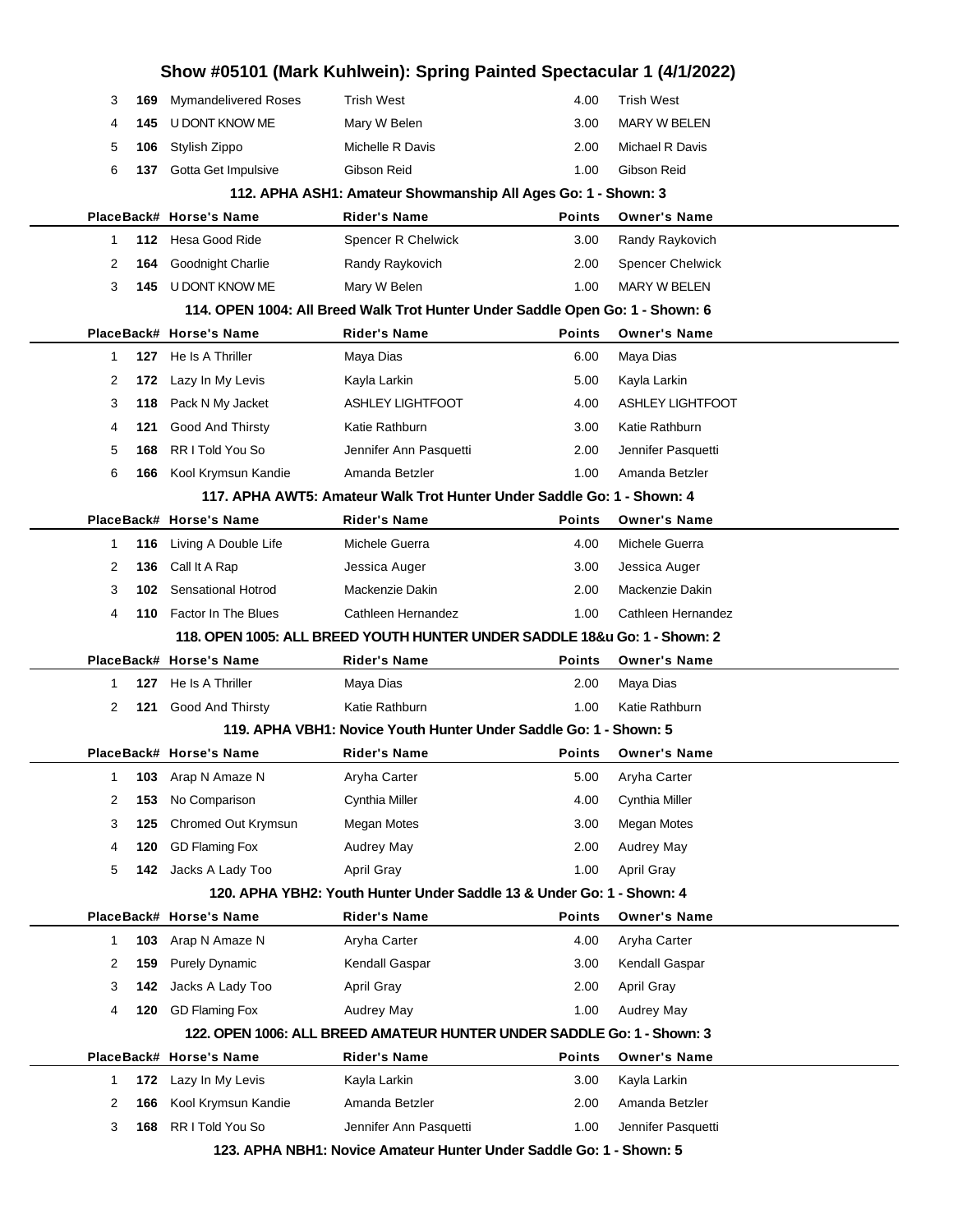| Place | Back# | Horse's Name | Rider's Name | Points | Owner's Name |
|---|---|---|---|---|---|
| 3 | **169** | Mymandelivered Roses | Trish West | 4.00 | Trish West |
| 4 | **145** | U DONT KNOW ME | Mary W Belen | 3.00 | MARY W BELEN |
| 5 | **106** | Stylish Zippo | Michelle R Davis | 2.00 | Michael R Davis |
| 6 | **137** | Gotta Get Impulsive | Gibson Reid | 1.00 | Gibson Reid |

### 112. APHA ASH1: Amateur Showmanship All Ages Go: 1 - Shown: 3

| Place | Back# | Horse's Name | Rider's Name | Points | Owner's Name |
|---|---|---|---|---|---|
| 1 | **112** | Hesa Good Ride | Spencer R Chelwick | 3.00 | Randy Raykovich |
| 2 | **164** | Goodnight Charlie | Randy Raykovich | 2.00 | Spencer Chelwick |
| 3 | **145** | U DONT KNOW ME | Mary W Belen | 1.00 | MARY W BELEN |

### 114. OPEN 1004: All Breed Walk Trot Hunter Under Saddle Open Go: 1 - Shown: 6

| Place | Back# | Horse's Name | Rider's Name | Points | Owner's Name |
|---|---|---|---|---|---|
| 1 | **127** | He Is A Thriller | Maya Dias | 6.00 | Maya Dias |
| 2 | **172** | Lazy In My Levis | Kayla Larkin | 5.00 | Kayla Larkin |
| 3 | **118** | Pack N My Jacket | ASHLEY LIGHTFOOT | 4.00 | ASHLEY LIGHTFOOT |
| 4 | **121** | Good And Thirsty | Katie Rathburn | 3.00 | Katie Rathburn |
| 5 | **168** | RR I Told You So | Jennifer Ann Pasquetti | 2.00 | Jennifer Pasquetti |
| 6 | **166** | Kool Krymsun Kandie | Amanda Betzler | 1.00 | Amanda Betzler |

### 117. APHA AWT5: Amateur Walk Trot Hunter Under Saddle Go: 1 - Shown: 4

| Place | Back# | Horse's Name | Rider's Name | Points | Owner's Name |
|---|---|---|---|---|---|
| 1 | **116** | Living A Double Life | Michele Guerra | 4.00 | Michele Guerra |
| 2 | **136** | Call It A Rap | Jessica Auger | 3.00 | Jessica Auger |
| 3 | **102** | Sensational Hotrod | Mackenzie Dakin | 2.00 | Mackenzie Dakin |
| 4 | **110** | Factor In The Blues | Cathleen Hernandez | 1.00 | Cathleen Hernandez |

### 118. OPEN 1005: ALL BREED YOUTH HUNTER UNDER SADDLE 18&u Go: 1 - Shown: 2

| Place | Back# | Horse's Name | Rider's Name | Points | Owner's Name |
|---|---|---|---|---|---|
| 1 | **127** | He Is A Thriller | Maya Dias | 2.00 | Maya Dias |
| 2 | **121** | Good And Thirsty | Katie Rathburn | 1.00 | Katie Rathburn |

### 119. APHA VBH1: Novice Youth Hunter Under Saddle Go: 1 - Shown: 5

| Place | Back# | Horse's Name | Rider's Name | Points | Owner's Name |
|---|---|---|---|---|---|
| 1 | **103** | Arap N Amaze N | Aryha Carter | 5.00 | Aryha Carter |
| 2 | **153** | No Comparison | Cynthia Miller | 4.00 | Cynthia Miller |
| 3 | **125** | Chromed Out Krymsun | Megan Motes | 3.00 | Megan Motes |
| 4 | **120** | GD Flaming Fox | Audrey May | 2.00 | Audrey May |
| 5 | **142** | Jacks A Lady Too | April Gray | 1.00 | April Gray |

### 120. APHA YBH2: Youth Hunter Under Saddle 13 & Under Go: 1 - Shown: 4

| Place | Back# | Horse's Name | Rider's Name | Points | Owner's Name |
|---|---|---|---|---|---|
| 1 | **103** | Arap N Amaze N | Aryha Carter | 4.00 | Aryha Carter |
| 2 | **159** | Purely Dynamic | Kendall Gaspar | 3.00 | Kendall Gaspar |
| 3 | **142** | Jacks A Lady Too | April Gray | 2.00 | April Gray |
| 4 | **120** | GD Flaming Fox | Audrey May | 1.00 | Audrey May |

### 122. OPEN 1006: ALL BREED AMATEUR HUNTER UNDER SADDLE Go: 1 - Shown: 3

| Place | Back# | Horse's Name | Rider's Name | Points | Owner's Name |
|---|---|---|---|---|---|
| 1 | **172** | Lazy In My Levis | Kayla Larkin | 3.00 | Kayla Larkin |
| 2 | **166** | Kool Krymsun Kandie | Amanda Betzler | 2.00 | Amanda Betzler |
| 3 | **168** | RR I Told You So | Jennifer Ann Pasquetti | 1.00 | Jennifer Pasquetti |

### 123. APHA NBH1: Novice Amateur Hunter Under Saddle Go: 1 - Shown: 5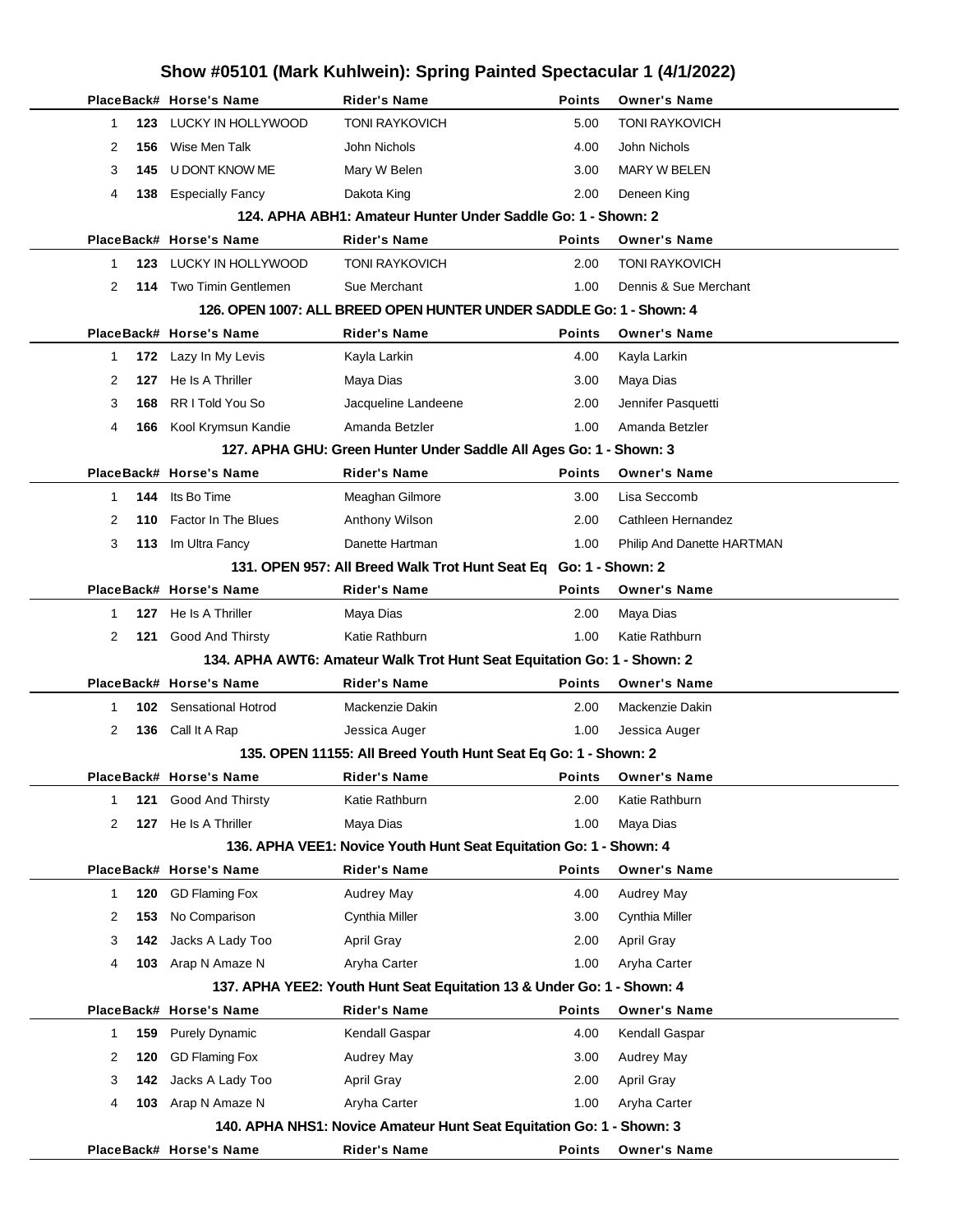# Show #05101 (Mark Kuhlwein): Spring Painted Spectacular 1 (4/1/2022)

| Place | Back# | Horse's Name | Rider's Name | Points | Owner's Name |
|---|---|---|---|---|---|
| 1 | 123 | LUCKY IN HOLLYWOOD | TONI RAYKOVICH | 5.00 | TONI RAYKOVICH |
| 2 | 156 | Wise Men Talk | John Nichols | 4.00 | John Nichols |
| 3 | 145 | U DONT KNOW ME | Mary W Belen | 3.00 | MARY W BELEN |
| 4 | 138 | Especially Fancy | Dakota King | 2.00 | Deneen King |

### 124. APHA ABH1: Amateur Hunter Under Saddle Go: 1 - Shown: 2

| Place | Back# | Horse's Name | Rider's Name | Points | Owner's Name |
|---|---|---|---|---|---|
| 1 | 123 | LUCKY IN HOLLYWOOD | TONI RAYKOVICH | 2.00 | TONI RAYKOVICH |
| 2 | 114 | Two Timin Gentlemen | Sue Merchant | 1.00 | Dennis & Sue Merchant |

### 126. OPEN 1007: ALL BREED OPEN HUNTER UNDER SADDLE Go: 1 - Shown: 4

| Place | Back# | Horse's Name | Rider's Name | Points | Owner's Name |
|---|---|---|---|---|---|
| 1 | 172 | Lazy In My Levis | Kayla Larkin | 4.00 | Kayla Larkin |
| 2 | 127 | He Is A Thriller | Maya Dias | 3.00 | Maya Dias |
| 3 | 168 | RR I Told You So | Jacqueline Landeene | 2.00 | Jennifer Pasquetti |
| 4 | 166 | Kool Krymsun Kandie | Amanda Betzler | 1.00 | Amanda Betzler |

### 127. APHA GHU: Green Hunter Under Saddle All Ages Go: 1 - Shown: 3

| Place | Back# | Horse's Name | Rider's Name | Points | Owner's Name |
|---|---|---|---|---|---|
| 1 | 144 | Its Bo Time | Meaghan Gilmore | 3.00 | Lisa Seccomb |
| 2 | 110 | Factor In The Blues | Anthony Wilson | 2.00 | Cathleen Hernandez |
| 3 | 113 | Im Ultra Fancy | Danette Hartman | 1.00 | Philip And Danette HARTMAN |

### 131. OPEN 957: All Breed Walk Trot Hunt Seat Eq Go: 1 - Shown: 2

| Place | Back# | Horse's Name | Rider's Name | Points | Owner's Name |
|---|---|---|---|---|---|
| 1 | 127 | He Is A Thriller | Maya Dias | 2.00 | Maya Dias |
| 2 | 121 | Good And Thirsty | Katie Rathburn | 1.00 | Katie Rathburn |

### 134. APHA AWT6: Amateur Walk Trot Hunt Seat Equitation Go: 1 - Shown: 2

| Place | Back# | Horse's Name | Rider's Name | Points | Owner's Name |
|---|---|---|---|---|---|
| 1 | 102 | Sensational Hotrod | Mackenzie Dakin | 2.00 | Mackenzie Dakin |
| 2 | 136 | Call It A Rap | Jessica Auger | 1.00 | Jessica Auger |

### 135. OPEN 11155: All Breed Youth Hunt Seat Eq Go: 1 - Shown: 2

| Place | Back# | Horse's Name | Rider's Name | Points | Owner's Name |
|---|---|---|---|---|---|
| 1 | 121 | Good And Thirsty | Katie Rathburn | 2.00 | Katie Rathburn |
| 2 | 127 | He Is A Thriller | Maya Dias | 1.00 | Maya Dias |

### 136. APHA VEE1: Novice Youth Hunt Seat Equitation Go: 1 - Shown: 4

| Place | Back# | Horse's Name | Rider's Name | Points | Owner's Name |
|---|---|---|---|---|---|
| 1 | 120 | GD Flaming Fox | Audrey May | 4.00 | Audrey May |
| 2 | 153 | No Comparison | Cynthia Miller | 3.00 | Cynthia Miller |
| 3 | 142 | Jacks A Lady Too | April Gray | 2.00 | April Gray |
| 4 | 103 | Arap N Amaze N | Aryha Carter | 1.00 | Aryha Carter |

### 137. APHA YEE2: Youth Hunt Seat Equitation 13 & Under Go: 1 - Shown: 4

| Place | Back# | Horse's Name | Rider's Name | Points | Owner's Name |
|---|---|---|---|---|---|
| 1 | 159 | Purely Dynamic | Kendall Gaspar | 4.00 | Kendall Gaspar |
| 2 | 120 | GD Flaming Fox | Audrey May | 3.00 | Audrey May |
| 3 | 142 | Jacks A Lady Too | April Gray | 2.00 | April Gray |
| 4 | 103 | Arap N Amaze N | Aryha Carter | 1.00 | Aryha Carter |

### 140. APHA NHS1: Novice Amateur Hunt Seat Equitation Go: 1 - Shown: 3

| Place | Back# | Horse's Name | Rider's Name | Points | Owner's Name |
|---|---|---|---|---|---|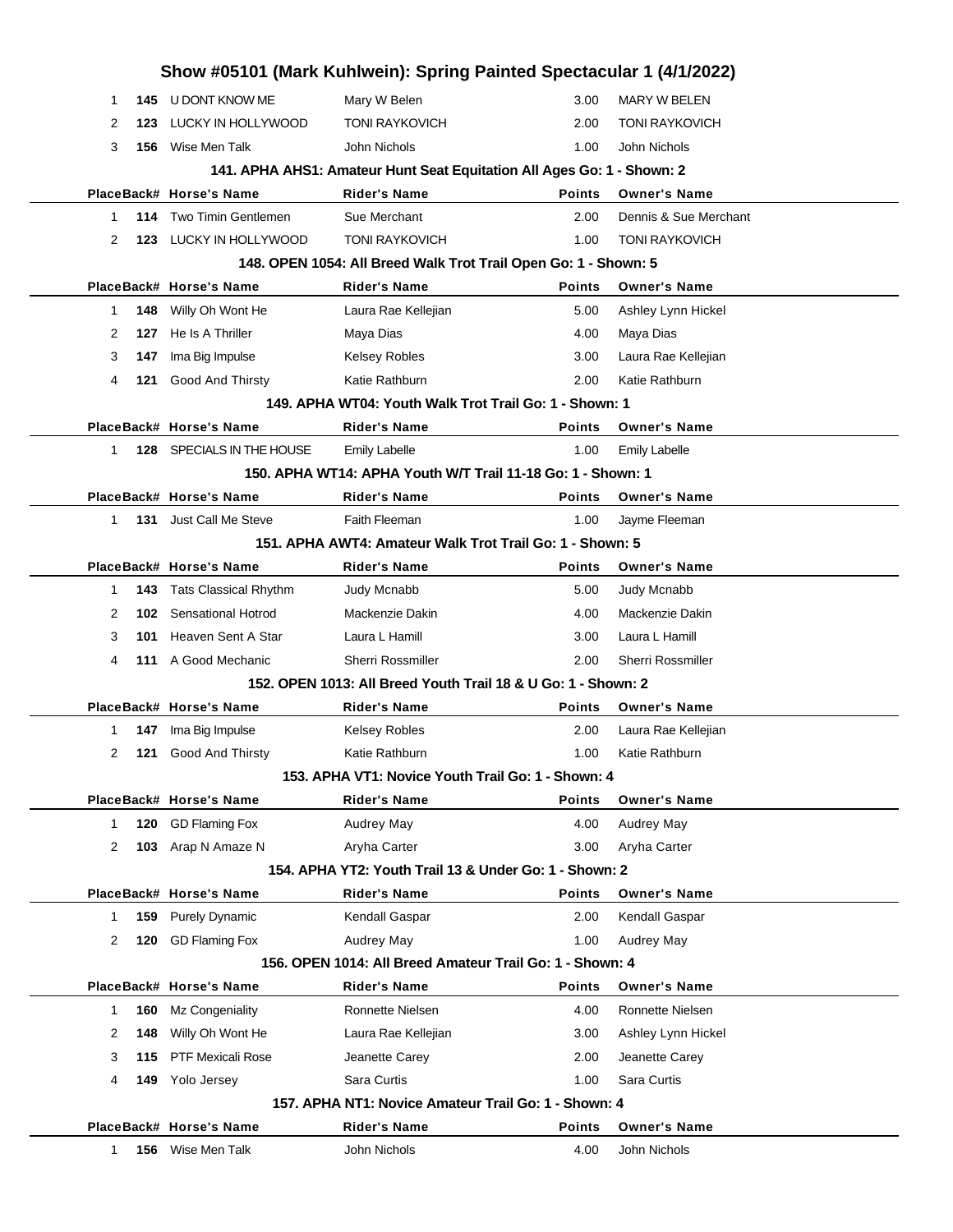# Show #05101 (Mark Kuhlwein): Spring Painted Spectacular 1 (4/1/2022)

| Place | Back# | Horse's Name | Rider's Name | Points | Owner's Name |
|---|---|---|---|---|---|
| 1 | **145** | U DONT KNOW ME | Mary W Belen | 3.00 | MARY W BELEN |
| 2 | **123** | LUCKY IN HOLLYWOOD | TONI RAYKOVICH | 2.00 | TONI RAYKOVICH |
| 3 | **156** | Wise Men Talk | John Nichols | 1.00 | John Nichols |

### 141. APHA AHS1: Amateur Hunt Seat Equitation All Ages Go: 1 - Shown: 2

| Place | Back# | Horse's Name | Rider's Name | Points | Owner's Name |
|---|---|---|---|---|---|
| 1 | **114** | Two Timin Gentlemen | Sue Merchant | 2.00 | Dennis & Sue Merchant |
| 2 | **123** | LUCKY IN HOLLYWOOD | TONI RAYKOVICH | 1.00 | TONI RAYKOVICH |

### 148. OPEN 1054: All Breed Walk Trot Trail Open Go: 1 - Shown: 5

| Place | Back# | Horse's Name | Rider's Name | Points | Owner's Name |
|---|---|---|---|---|---|
| 1 | **148** | Willy Oh Wont He | Laura Rae Kellejian | 5.00 | Ashley Lynn Hickel |
| 2 | **127** | He Is A Thriller | Maya Dias | 4.00 | Maya Dias |
| 3 | **147** | Ima Big Impulse | Kelsey Robles | 3.00 | Laura Rae Kellejian |
| 4 | **121** | Good And Thirsty | Katie Rathburn | 2.00 | Katie Rathburn |

### 149. APHA WT04: Youth Walk Trot Trail Go: 1 - Shown: 1

| Place | Back# | Horse's Name | Rider's Name | Points | Owner's Name |
|---|---|---|---|---|---|
| 1 | **128** | SPECIALS IN THE HOUSE | Emily Labelle | 1.00 | Emily Labelle |

### 150. APHA WT14: APHA Youth W/T Trail 11-18 Go: 1 - Shown: 1

| Place | Back# | Horse's Name | Rider's Name | Points | Owner's Name |
|---|---|---|---|---|---|
| 1 | **131** | Just Call Me Steve | Faith Fleeman | 1.00 | Jayme Fleeman |

### 151. APHA AWT4: Amateur Walk Trot Trail Go: 1 - Shown: 5

| Place | Back# | Horse's Name | Rider's Name | Points | Owner's Name |
|---|---|---|---|---|---|
| 1 | **143** | Tats Classical Rhythm | Judy Mcnabb | 5.00 | Judy Mcnabb |
| 2 | **102** | Sensational Hotrod | Mackenzie Dakin | 4.00 | Mackenzie Dakin |
| 3 | **101** | Heaven Sent A Star | Laura L Hamill | 3.00 | Laura L Hamill |
| 4 | **111** | A Good Mechanic | Sherri Rossmiller | 2.00 | Sherri Rossmiller |

### 152. OPEN 1013: All Breed Youth Trail 18 & U Go: 1 - Shown: 2

| Place | Back# | Horse's Name | Rider's Name | Points | Owner's Name |
|---|---|---|---|---|---|
| 1 | **147** | Ima Big Impulse | Kelsey Robles | 2.00 | Laura Rae Kellejian |
| 2 | **121** | Good And Thirsty | Katie Rathburn | 1.00 | Katie Rathburn |

### 153. APHA VT1: Novice Youth Trail Go: 1 - Shown: 4

| Place | Back# | Horse's Name | Rider's Name | Points | Owner's Name |
|---|---|---|---|---|---|
| 1 | **120** | GD Flaming Fox | Audrey May | 4.00 | Audrey May |
| 2 | **103** | Arap N Amaze N | Aryha Carter | 3.00 | Aryha Carter |

### 154. APHA YT2: Youth Trail 13 & Under Go: 1 - Shown: 2

| Place | Back# | Horse's Name | Rider's Name | Points | Owner's Name |
|---|---|---|---|---|---|
| 1 | **159** | Purely Dynamic | Kendall Gaspar | 2.00 | Kendall Gaspar |
| 2 | **120** | GD Flaming Fox | Audrey May | 1.00 | Audrey May |

### 156. OPEN 1014: All Breed Amateur Trail Go: 1 - Shown: 4

| Place | Back# | Horse's Name | Rider's Name | Points | Owner's Name |
|---|---|---|---|---|---|
| 1 | **160** | Mz Congeniality | Ronnette Nielsen | 4.00 | Ronnette Nielsen |
| 2 | **148** | Willy Oh Wont He | Laura Rae Kellejian | 3.00 | Ashley Lynn Hickel |
| 3 | **115** | PTF Mexicali Rose | Jeanette Carey | 2.00 | Jeanette Carey |
| 4 | **149** | Yolo Jersey | Sara Curtis | 1.00 | Sara Curtis |

### 157. APHA NT1: Novice Amateur Trail Go: 1 - Shown: 4

| Place | Back# | Horse's Name | Rider's Name | Points | Owner's Name |
|---|---|---|---|---|---|
| 1 | **156** | Wise Men Talk | John Nichols | 4.00 | John Nichols |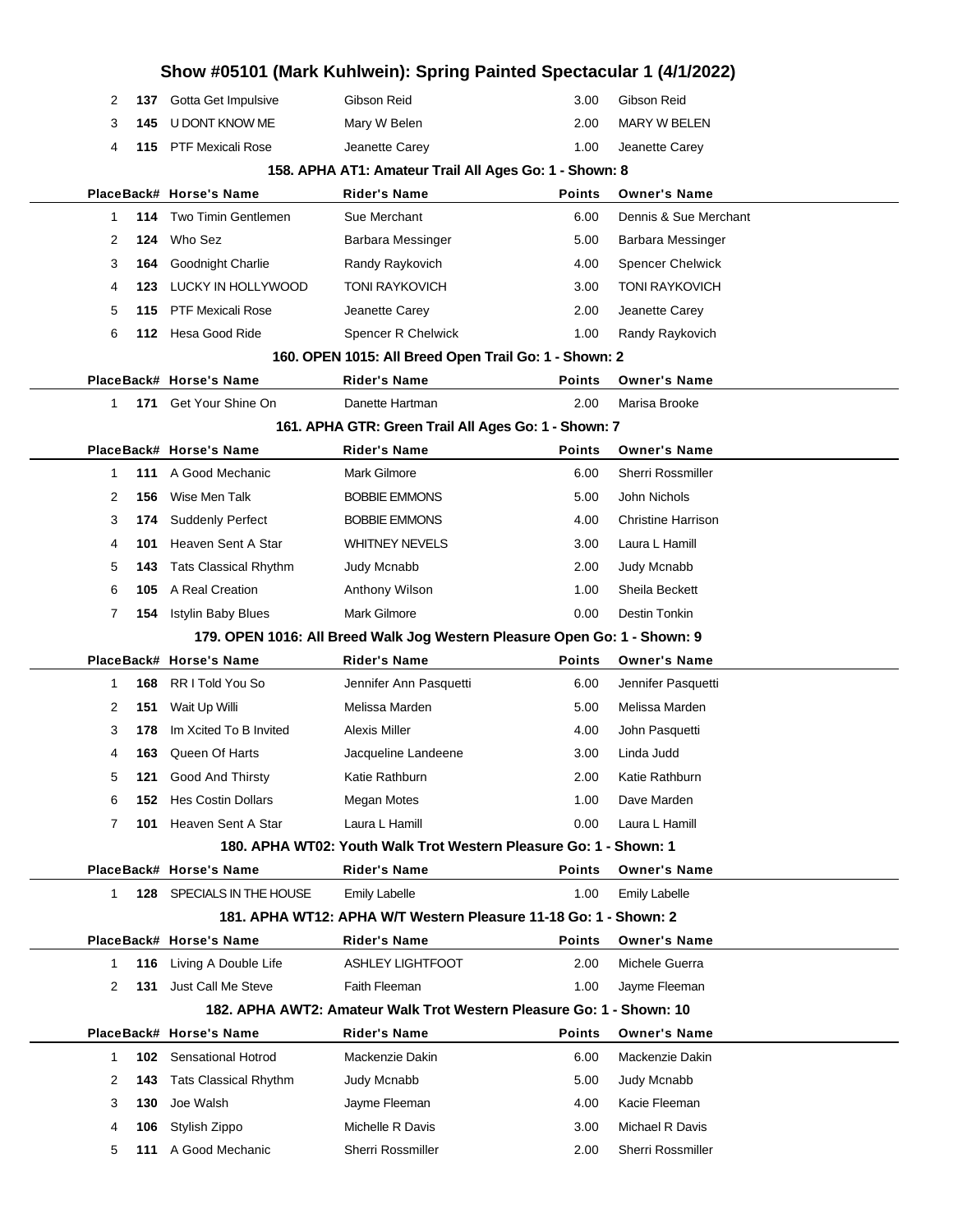# Show #05101 (Mark Kuhlwein): Spring Painted Spectacular 1 (4/1/2022)

| Place | Back# | Horse's Name | Rider's Name | Points | Owner's Name |
|---|---|---|---|---|---|
| 2 | **137** | Gotta Get Impulsive | Gibson Reid | 3.00 | Gibson Reid |
| 3 | **145** | U DONT KNOW ME | Mary W Belen | 2.00 | MARY W BELEN |
| 4 | **115** | PTF Mexicali Rose | Jeanette Carey | 1.00 | Jeanette Carey |

### 158. APHA AT1: Amateur Trail All Ages Go: 1 - Shown: 8

| Place | Back# | Horse's Name | Rider's Name | Points | Owner's Name |
|---|---|---|---|---|---|
| 1 | **114** | Two Timin Gentlemen | Sue Merchant | 6.00 | Dennis & Sue Merchant |
| 2 | **124** | Who Sez | Barbara Messinger | 5.00 | Barbara Messinger |
| 3 | **164** | Goodnight Charlie | Randy Raykovich | 4.00 | Spencer Chelwick |
| 4 | **123** | LUCKY IN HOLLYWOOD | TONI RAYKOVICH | 3.00 | TONI RAYKOVICH |
| 5 | **115** | PTF Mexicali Rose | Jeanette Carey | 2.00 | Jeanette Carey |
| 6 | **112** | Hesa Good Ride | Spencer R Chelwick | 1.00 | Randy Raykovich |

### 160. OPEN 1015: All Breed Open Trail Go: 1 - Shown: 2

| Place | Back# | Horse's Name | Rider's Name | Points | Owner's Name |
|---|---|---|---|---|---|
| 1 | **171** | Get Your Shine On | Danette Hartman | 2.00 | Marisa Brooke |

### 161. APHA GTR: Green Trail All Ages Go: 1 - Shown: 7

| Place | Back# | Horse's Name | Rider's Name | Points | Owner's Name |
|---|---|---|---|---|---|
| 1 | **111** | A Good Mechanic | Mark Gilmore | 6.00 | Sherri Rossmiller |
| 2 | **156** | Wise Men Talk | BOBBIE EMMONS | 5.00 | John Nichols |
| 3 | **174** | Suddenly Perfect | BOBBIE EMMONS | 4.00 | Christine Harrison |
| 4 | **101** | Heaven Sent A Star | WHITNEY NEVELS | 3.00 | Laura L Hamill |
| 5 | **143** | Tats Classical Rhythm | Judy Mcnabb | 2.00 | Judy Mcnabb |
| 6 | **105** | A Real Creation | Anthony Wilson | 1.00 | Sheila Beckett |
| 7 | **154** | Istylin Baby Blues | Mark Gilmore | 0.00 | Destin Tonkin |

### 179. OPEN 1016: All Breed Walk Jog Western Pleasure Open Go: 1 - Shown: 9

| Place | Back# | Horse's Name | Rider's Name | Points | Owner's Name |
|---|---|---|---|---|---|
| 1 | **168** | RR I Told You So | Jennifer Ann Pasquetti | 6.00 | Jennifer Pasquetti |
| 2 | **151** | Wait Up Willi | Melissa Marden | 5.00 | Melissa Marden |
| 3 | **178** | Im Xcited To B Invited | Alexis Miller | 4.00 | John Pasquetti |
| 4 | **163** | Queen Of Harts | Jacqueline Landeene | 3.00 | Linda Judd |
| 5 | **121** | Good And Thirsty | Katie Rathburn | 2.00 | Katie Rathburn |
| 6 | **152** | Hes Costin Dollars | Megan Motes | 1.00 | Dave Marden |
| 7 | **101** | Heaven Sent A Star | Laura L Hamill | 0.00 | Laura L Hamill |

### 180. APHA WT02: Youth Walk Trot Western Pleasure Go: 1 - Shown: 1

| Place | Back# | Horse's Name | Rider's Name | Points | Owner's Name |
|---|---|---|---|---|---|
| 1 | **128** | SPECIALS IN THE HOUSE | Emily Labelle | 1.00 | Emily Labelle |

### 181. APHA WT12: APHA W/T Western Pleasure 11-18 Go: 1 - Shown: 2

| Place | Back# | Horse's Name | Rider's Name | Points | Owner's Name |
|---|---|---|---|---|---|
| 1 | **116** | Living A Double Life | ASHLEY LIGHTFOOT | 2.00 | Michele Guerra |
| 2 | **131** | Just Call Me Steve | Faith Fleeman | 1.00 | Jayme Fleeman |

### 182. APHA AWT2: Amateur Walk Trot Western Pleasure Go: 1 - Shown: 10

| Place | Back# | Horse's Name | Rider's Name | Points | Owner's Name |
|---|---|---|---|---|---|
| 1 | **102** | Sensational Hotrod | Mackenzie Dakin | 6.00 | Mackenzie Dakin |
| 2 | **143** | Tats Classical Rhythm | Judy Mcnabb | 5.00 | Judy Mcnabb |
| 3 | **130** | Joe Walsh | Jayme Fleeman | 4.00 | Kacie Fleeman |
| 4 | **106** | Stylish Zippo | Michelle R Davis | 3.00 | Michael R Davis |
| 5 | **111** | A Good Mechanic | Sherri Rossmiller | 2.00 | Sherri Rossmiller |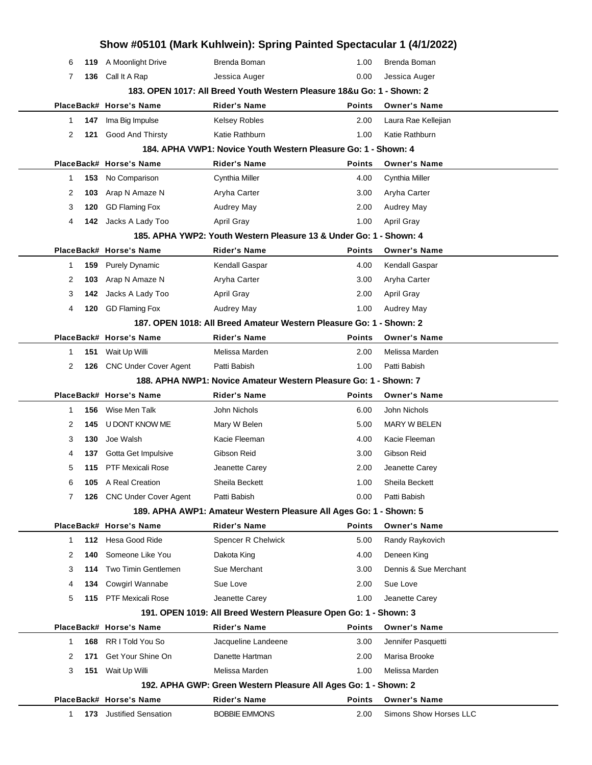# Show #05101 (Mark Kuhlwein): Spring Painted Spectacular 1 (4/1/2022)

| Place | Back# | Horse's Name | Rider's Name | Points | Owner's Name |
|---|---|---|---|---|---|
| 6 | 119 | A Moonlight Drive | Brenda Boman | 1.00 | Brenda Boman |
| 7 | 136 | Call It A Rap | Jessica Auger | 0.00 | Jessica Auger |

### 183. OPEN 1017: All Breed Youth Western Pleasure 18&u Go: 1 - Shown: 2

| Place | Back# | Horse's Name | Rider's Name | Points | Owner's Name |
|---|---|---|---|---|---|
| 1 | 147 | Ima Big Impulse | Kelsey Robles | 2.00 | Laura Rae Kellejian |
| 2 | 121 | Good And Thirsty | Katie Rathburn | 1.00 | Katie Rathburn |

### 184. APHA VWP1: Novice Youth Western Pleasure Go: 1 - Shown: 4

| Place | Back# | Horse's Name | Rider's Name | Points | Owner's Name |
|---|---|---|---|---|---|
| 1 | 153 | No Comparison | Cynthia Miller | 4.00 | Cynthia Miller |
| 2 | 103 | Arap N Amaze N | Aryha Carter | 3.00 | Aryha Carter |
| 3 | 120 | GD Flaming Fox | Audrey May | 2.00 | Audrey May |
| 4 | 142 | Jacks A Lady Too | April Gray | 1.00 | April Gray |

### 185. APHA YWP2: Youth Western Pleasure 13 & Under Go: 1 - Shown: 4

| Place | Back# | Horse's Name | Rider's Name | Points | Owner's Name |
|---|---|---|---|---|---|
| 1 | 159 | Purely Dynamic | Kendall Gaspar | 4.00 | Kendall Gaspar |
| 2 | 103 | Arap N Amaze N | Aryha Carter | 3.00 | Aryha Carter |
| 3 | 142 | Jacks A Lady Too | April Gray | 2.00 | April Gray |
| 4 | 120 | GD Flaming Fox | Audrey May | 1.00 | Audrey May |

### 187. OPEN 1018: All Breed Amateur Western Pleasure Go: 1 - Shown: 2

| Place | Back# | Horse's Name | Rider's Name | Points | Owner's Name |
|---|---|---|---|---|---|
| 1 | 151 | Wait Up Willi | Melissa Marden | 2.00 | Melissa Marden |
| 2 | 126 | CNC Under Cover Agent | Patti Babish | 1.00 | Patti Babish |

### 188. APHA NWP1: Novice Amateur Western Pleasure Go: 1 - Shown: 7

| Place | Back# | Horse's Name | Rider's Name | Points | Owner's Name |
|---|---|---|---|---|---|
| 1 | 156 | Wise Men Talk | John Nichols | 6.00 | John Nichols |
| 2 | 145 | U DONT KNOW ME | Mary W Belen | 5.00 | MARY W BELEN |
| 3 | 130 | Joe Walsh | Kacie Fleeman | 4.00 | Kacie Fleeman |
| 4 | 137 | Gotta Get Impulsive | Gibson Reid | 3.00 | Gibson Reid |
| 5 | 115 | PTF Mexicali Rose | Jeanette Carey | 2.00 | Jeanette Carey |
| 6 | 105 | A Real Creation | Sheila Beckett | 1.00 | Sheila Beckett |
| 7 | 126 | CNC Under Cover Agent | Patti Babish | 0.00 | Patti Babish |

### 189. APHA AWP1: Amateur Western Pleasure All Ages Go: 1 - Shown: 5

| Place | Back# | Horse's Name | Rider's Name | Points | Owner's Name |
|---|---|---|---|---|---|
| 1 | 112 | Hesa Good Ride | Spencer R Chelwick | 5.00 | Randy Raykovich |
| 2 | 140 | Someone Like You | Dakota King | 4.00 | Deneen King |
| 3 | 114 | Two Timin Gentlemen | Sue Merchant | 3.00 | Dennis & Sue Merchant |
| 4 | 134 | Cowgirl Wannabe | Sue Love | 2.00 | Sue Love |
| 5 | 115 | PTF Mexicali Rose | Jeanette Carey | 1.00 | Jeanette Carey |

### 191. OPEN 1019: All Breed Western Pleasure Open Go: 1 - Shown: 3

| Place | Back# | Horse's Name | Rider's Name | Points | Owner's Name |
|---|---|---|---|---|---|
| 1 | 168 | RR I Told You So | Jacqueline Landeene | 3.00 | Jennifer Pasquetti |
| 2 | 171 | Get Your Shine On | Danette Hartman | 2.00 | Marisa Brooke |
| 3 | 151 | Wait Up Willi | Melissa Marden | 1.00 | Melissa Marden |

### 192. APHA GWP: Green Western Pleasure All Ages Go: 1 - Shown: 2

| Place | Back# | Horse's Name | Rider's Name | Points | Owner's Name |
|---|---|---|---|---|---|
| 1 | 173 | Justified Sensation | BOBBIE EMMONS | 2.00 | Simons Show Horses LLC |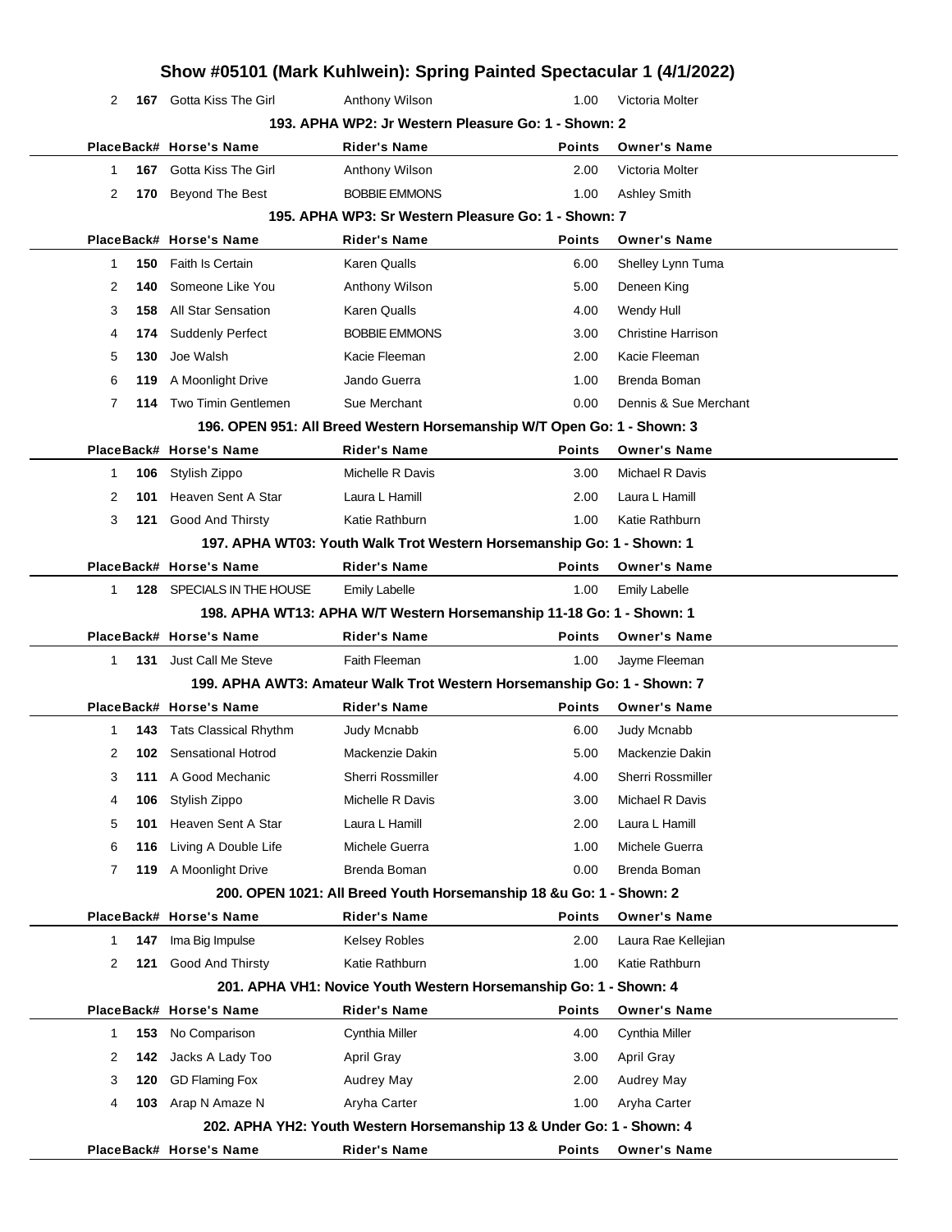# Show #05101 (Mark Kuhlwein): Spring Painted Spectacular 1 (4/1/2022)

| Place | Back# | Horse's Name | Rider's Name | Points | Owner's Name |
|---|---|---|---|---|---|
| 2 | **167** | Gotta Kiss The Girl | Anthony Wilson | 1.00 | Victoria Molter |

### 193. APHA WP2: Jr Western Pleasure Go: 1 - Shown: 2

| Place | Back# | Horse's Name | Rider's Name | Points | Owner's Name |
|---|---|---|---|---|---|
| 1 | **167** | Gotta Kiss The Girl | Anthony Wilson | 2.00 | Victoria Molter |
| 2 | **170** | Beyond The Best | BOBBIE EMMONS | 1.00 | Ashley Smith |

### 195. APHA WP3: Sr Western Pleasure Go: 1 - Shown: 7

| Place | Back# | Horse's Name | Rider's Name | Points | Owner's Name |
|---|---|---|---|---|---|
| 1 | **150** | Faith Is Certain | Karen Qualls | 6.00 | Shelley Lynn Tuma |
| 2 | **140** | Someone Like You | Anthony Wilson | 5.00 | Deneen King |
| 3 | **158** | All Star Sensation | Karen Qualls | 4.00 | Wendy Hull |
| 4 | **174** | Suddenly Perfect | BOBBIE EMMONS | 3.00 | Christine Harrison |
| 5 | **130** | Joe Walsh | Kacie Fleeman | 2.00 | Kacie Fleeman |
| 6 | **119** | A Moonlight Drive | Jando Guerra | 1.00 | Brenda Boman |
| 7 | **114** | Two Timin Gentlemen | Sue Merchant | 0.00 | Dennis & Sue Merchant |

### 196. OPEN 951: All Breed Western Horsemanship W/T Open Go: 1 - Shown: 3

| Place | Back# | Horse's Name | Rider's Name | Points | Owner's Name |
|---|---|---|---|---|---|
| 1 | **106** | Stylish Zippo | Michelle R Davis | 3.00 | Michael R Davis |
| 2 | **101** | Heaven Sent A Star | Laura L Hamill | 2.00 | Laura L Hamill |
| 3 | **121** | Good And Thirsty | Katie Rathburn | 1.00 | Katie Rathburn |

### 197. APHA WT03: Youth Walk Trot Western Horsemanship Go: 1 - Shown: 1

| Place | Back# | Horse's Name | Rider's Name | Points | Owner's Name |
|---|---|---|---|---|---|
| 1 | **128** | SPECIALS IN THE HOUSE | Emily Labelle | 1.00 | Emily Labelle |

### 198. APHA WT13: APHA W/T Western Horsemanship 11-18 Go: 1 - Shown: 1

| Place | Back# | Horse's Name | Rider's Name | Points | Owner's Name |
|---|---|---|---|---|---|
| 1 | **131** | Just Call Me Steve | Faith Fleeman | 1.00 | Jayme Fleeman |

### 199. APHA AWT3: Amateur Walk Trot Western Horsemanship Go: 1 - Shown: 7

| Place | Back# | Horse's Name | Rider's Name | Points | Owner's Name |
|---|---|---|---|---|---|
| 1 | **143** | Tats Classical Rhythm | Judy Mcnabb | 6.00 | Judy Mcnabb |
| 2 | **102** | Sensational Hotrod | Mackenzie Dakin | 5.00 | Mackenzie Dakin |
| 3 | **111** | A Good Mechanic | Sherri Rossmiller | 4.00 | Sherri Rossmiller |
| 4 | **106** | Stylish Zippo | Michelle R Davis | 3.00 | Michael R Davis |
| 5 | **101** | Heaven Sent A Star | Laura L Hamill | 2.00 | Laura L Hamill |
| 6 | **116** | Living A Double Life | Michele Guerra | 1.00 | Michele Guerra |
| 7 | **119** | A Moonlight Drive | Brenda Boman | 0.00 | Brenda Boman |

### 200. OPEN 1021: All Breed Youth Horsemanship 18 &u Go: 1 - Shown: 2

| Place | Back# | Horse's Name | Rider's Name | Points | Owner's Name |
|---|---|---|---|---|---|
| 1 | **147** | Ima Big Impulse | Kelsey Robles | 2.00 | Laura Rae Kellejian |
| 2 | **121** | Good And Thirsty | Katie Rathburn | 1.00 | Katie Rathburn |

### 201. APHA VH1: Novice Youth Western Horsemanship Go: 1 - Shown: 4

| Place | Back# | Horse's Name | Rider's Name | Points | Owner's Name |
|---|---|---|---|---|---|
| 1 | **153** | No Comparison | Cynthia Miller | 4.00 | Cynthia Miller |
| 2 | **142** | Jacks A Lady Too | April Gray | 3.00 | April Gray |
| 3 | **120** | GD Flaming Fox | Audrey May | 2.00 | Audrey May |
| 4 | **103** | Arap N Amaze N | Aryha Carter | 1.00 | Aryha Carter |

### 202. APHA YH2: Youth Western Horsemanship 13 & Under Go: 1 - Shown: 4

| Place | Back# | Horse's Name | Rider's Name | Points | Owner's Name |
|---|---|---|---|---|---|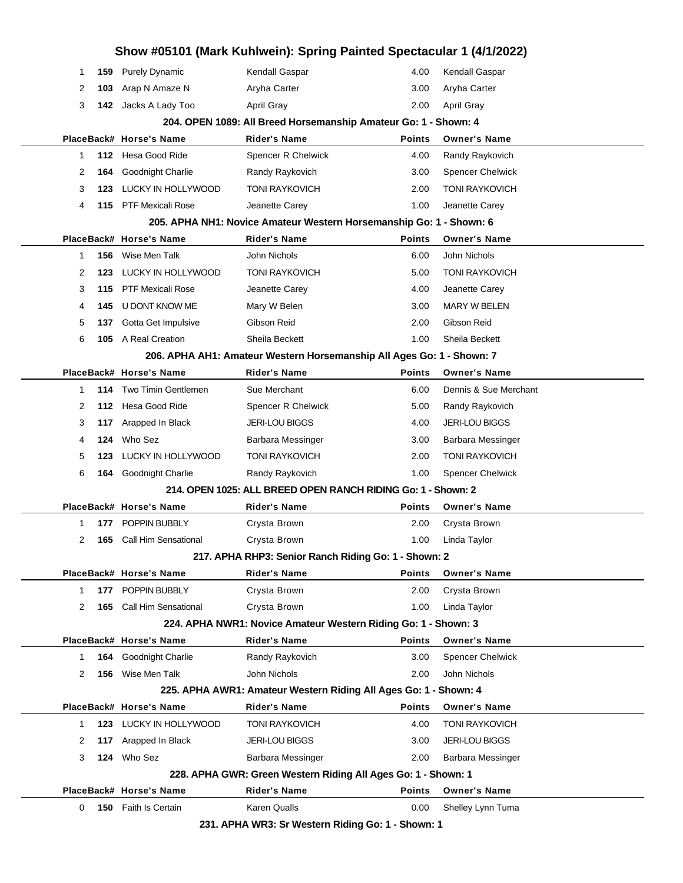# Show #05101 (Mark Kuhlwein): Spring Painted Spectacular 1 (4/1/2022)

| Place | Back# | Horse's Name | Rider's Name | Points | Owner's Name |
|---|---|---|---|---|---|
| 1 | **159** | Purely Dynamic | Kendall Gaspar | 4.00 | Kendall Gaspar |
| 2 | **103** | Arap N Amaze N | Aryha Carter | 3.00 | Aryha Carter |
| 3 | **142** | Jacks A Lady Too | April Gray | 2.00 | April Gray |

### 204. OPEN 1089: All Breed Horsemanship Amateur Go: 1 - Shown: 4

| Place | Back# | Horse's Name | Rider's Name | Points | Owner's Name |
|---|---|---|---|---|---|
| 1 | **112** | Hesa Good Ride | Spencer R Chelwick | 4.00 | Randy Raykovich |
| 2 | **164** | Goodnight Charlie | Randy Raykovich | 3.00 | Spencer Chelwick |
| 3 | **123** | LUCKY IN HOLLYWOOD | TONI RAYKOVICH | 2.00 | TONI RAYKOVICH |
| 4 | **115** | PTF Mexicali Rose | Jeanette Carey | 1.00 | Jeanette Carey |

### 205. APHA NH1: Novice Amateur Western Horsemanship Go: 1 - Shown: 6

| Place | Back# | Horse's Name | Rider's Name | Points | Owner's Name |
|---|---|---|---|---|---|
| 1 | **156** | Wise Men Talk | John Nichols | 6.00 | John Nichols |
| 2 | **123** | LUCKY IN HOLLYWOOD | TONI RAYKOVICH | 5.00 | TONI RAYKOVICH |
| 3 | **115** | PTF Mexicali Rose | Jeanette Carey | 4.00 | Jeanette Carey |
| 4 | **145** | U DONT KNOW ME | Mary W Belen | 3.00 | MARY W BELEN |
| 5 | **137** | Gotta Get Impulsive | Gibson Reid | 2.00 | Gibson Reid |
| 6 | **105** | A Real Creation | Sheila Beckett | 1.00 | Sheila Beckett |

### 206. APHA AH1: Amateur Western Horsemanship All Ages Go: 1 - Shown: 7

| Place | Back# | Horse's Name | Rider's Name | Points | Owner's Name |
|---|---|---|---|---|---|
| 1 | **114** | Two Timin Gentlemen | Sue Merchant | 6.00 | Dennis & Sue Merchant |
| 2 | **112** | Hesa Good Ride | Spencer R Chelwick | 5.00 | Randy Raykovich |
| 3 | **117** | Arapped In Black | JERI-LOU BIGGS | 4.00 | JERI-LOU BIGGS |
| 4 | **124** | Who Sez | Barbara Messinger | 3.00 | Barbara Messinger |
| 5 | **123** | LUCKY IN HOLLYWOOD | TONI RAYKOVICH | 2.00 | TONI RAYKOVICH |
| 6 | **164** | Goodnight Charlie | Randy Raykovich | 1.00 | Spencer Chelwick |

### 214. OPEN 1025: ALL BREED OPEN RANCH RIDING Go: 1 - Shown: 2

| Place | Back# | Horse's Name | Rider's Name | Points | Owner's Name |
|---|---|---|---|---|---|
| 1 | **177** | POPPIN BUBBLY | Crysta Brown | 2.00 | Crysta Brown |
| 2 | **165** | Call Him Sensational | Crysta Brown | 1.00 | Linda Taylor |

### 217. APHA RHP3: Senior Ranch Riding Go: 1 - Shown: 2

| Place | Back# | Horse's Name | Rider's Name | Points | Owner's Name |
|---|---|---|---|---|---|
| 1 | **177** | POPPIN BUBBLY | Crysta Brown | 2.00 | Crysta Brown |
| 2 | **165** | Call Him Sensational | Crysta Brown | 1.00 | Linda Taylor |

### 224. APHA NWR1: Novice Amateur Western Riding Go: 1 - Shown: 3

| Place | Back# | Horse's Name | Rider's Name | Points | Owner's Name |
|---|---|---|---|---|---|
| 1 | **164** | Goodnight Charlie | Randy Raykovich | 3.00 | Spencer Chelwick |
| 2 | **156** | Wise Men Talk | John Nichols | 2.00 | John Nichols |

### 225. APHA AWR1: Amateur Western Riding All Ages Go: 1 - Shown: 4

| Place | Back# | Horse's Name | Rider's Name | Points | Owner's Name |
|---|---|---|---|---|---|
| 1 | **123** | LUCKY IN HOLLYWOOD | TONI RAYKOVICH | 4.00 | TONI RAYKOVICH |
| 2 | **117** | Arapped In Black | JERI-LOU BIGGS | 3.00 | JERI-LOU BIGGS |
| 3 | **124** | Who Sez | Barbara Messinger | 2.00 | Barbara Messinger |

### 228. APHA GWR: Green Western Riding All Ages Go: 1 - Shown: 1

| Place | Back# | Horse's Name | Rider's Name | Points | Owner's Name |
|---|---|---|---|---|---|
| 0 | **150** | Faith Is Certain | Karen Qualls | 0.00 | Shelley Lynn Tuma |

### 231. APHA WR3: Sr Western Riding Go: 1 - Shown: 1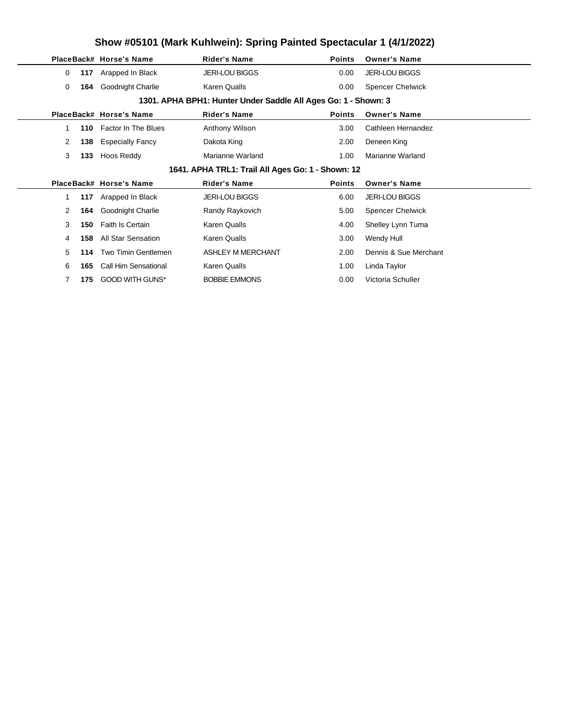# Show #05101 (Mark Kuhlwein): Spring Painted Spectacular 1 (4/1/2022)

| Place | Back# | Horse's Name | Rider's Name | Points | Owner's Name |
|---|---|---|---|---|---|
| 0 | **117** | Arapped In Black | JERI-LOU BIGGS | 0.00 | JERI-LOU BIGGS |
| 0 | **164** | Goodnight Charlie | Karen Qualls | 0.00 | Spencer Chelwick |

### 1301. APHA BPH1: Hunter Under Saddle All Ages Go: 1 - Shown: 3

| Place | Back# | Horse's Name | Rider's Name | Points | Owner's Name |
|---|---|---|---|---|---|
| 1 | **110** | Factor In The Blues | Anthony Wilson | 3.00 | Cathleen Hernandez |
| 2 | **138** | Especially Fancy | Dakota King | 2.00 | Deneen King |
| 3 | **133** | Hoos Reddy | Marianne Warland | 1.00 | Marianne Warland |

### 1641. APHA TRL1: Trail All Ages Go: 1 - Shown: 12

| Place | Back# | Horse's Name | Rider's Name | Points | Owner's Name |
|---|---|---|---|---|---|
| 1 | **117** | Arapped In Black | JERI-LOU BIGGS | 6.00 | JERI-LOU BIGGS |
| 2 | **164** | Goodnight Charlie | Randy Raykovich | 5.00 | Spencer Chelwick |
| 3 | **150** | Faith Is Certain | Karen Qualls | 4.00 | Shelley Lynn Tuma |
| 4 | **158** | All Star Sensation | Karen Qualls | 3.00 | Wendy Hull |
| 5 | **114** | Two Timin Gentlemen | ASHLEY M MERCHANT | 2.00 | Dennis & Sue Merchant |
| 6 | **165** | Call Him Sensational | Karen Qualls | 1.00 | Linda Taylor |
| 7 | **175** | GOOD WITH GUNS* | BOBBIE EMMONS | 0.00 | Victoria Schuller |